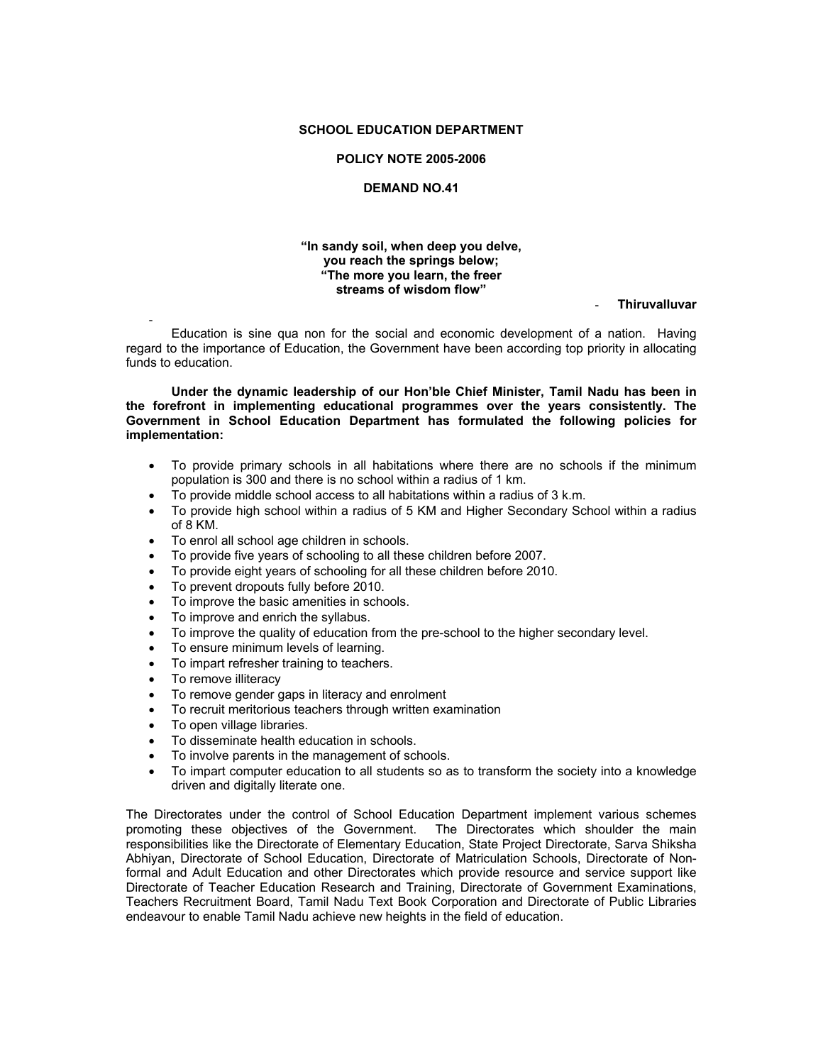**SCHOOL EDUCATION DEPARTMENT**

**POLICY NOTE 2005-2006**

**DEMAND NO.41**

**"In sandy soil, when deep you delve,
you reach the springs below;
"The more you learn, the freer
streams of wisdom flow"**

\- **Thiruvalluvar**

Education is sine qua non for the social and economic development of a nation. Having regard to the importance of Education, the Government have been according top priority in allocating funds to education.

**Under the dynamic leadership of our Hon'ble Chief Minister, Tamil Nadu has been in the forefront in implementing educational programmes over the years consistently. The Government in School Education Department has formulated the following policies for implementation:**

- To provide primary schools in all habitations where there are no schools if the minimum population is 300 and there is no school within a radius of 1 km.
- To provide middle school access to all habitations within a radius of 3 k.m.
- To provide high school within a radius of 5 KM and Higher Secondary School within a radius of 8 KM.
- To enrol all school age children in schools.
- To provide five years of schooling to all these children before 2007.
- To provide eight years of schooling for all these children before 2010.
- To prevent dropouts fully before 2010.
- To improve the basic amenities in schools.
- To improve and enrich the syllabus.
- To improve the quality of education from the pre-school to the higher secondary level.
- To ensure minimum levels of learning.
- To impart refresher training to teachers.
- To remove illiteracy
- To remove gender gaps in literacy and enrolment
- To recruit meritorious teachers through written examination
- To open village libraries.
- To disseminate health education in schools.
- To involve parents in the management of schools.
- To impart computer education to all students so as to transform the society into a knowledge driven and digitally literate one.

The Directorates under the control of School Education Department implement various schemes promoting these objectives of the Government. The Directorates which shoulder the main responsibilities like the Directorate of Elementary Education, State Project Directorate, Sarva Shiksha Abhiyan, Directorate of School Education, Directorate of Matriculation Schools, Directorate of Non-formal and Adult Education and other Directorates which provide resource and service support like Directorate of Teacher Education Research and Training, Directorate of Government Examinations, Teachers Recruitment Board, Tamil Nadu Text Book Corporation and Directorate of Public Libraries endeavour to enable Tamil Nadu achieve new heights in the field of education.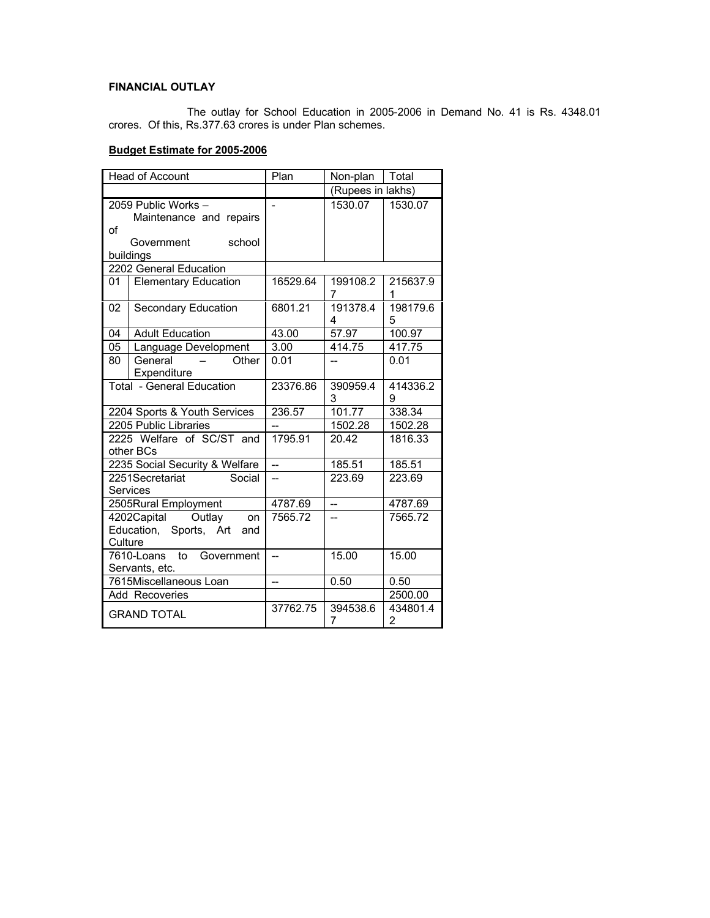**FINANCIAL OUTLAY**

The outlay for School Education in 2005-2006 in Demand No. 41 is Rs. 4348.01 crores. Of this, Rs.377.63 crores is under Plan schemes.

**Budget Estimate for 2005-2006**

| Head of Account | | Plan | Non-plan | Total |
|---|---|---|---|---|
| | | | (Rupees in lakhs) | |
| 2059 Public Works – Maintenance and repairs of Government school buildings | | - | 1530.07 | 1530.07 |
| 2202 General Education | | | | |
| 01 | Elementary Education | 16529.64 | 199108.27 | 215637.91 |
| 02 | Secondary Education | 6801.21 | 191378.44 | 198179.65 |
| 04 | Adult Education | 43.00 | 57.97 | 100.97 |
| 05 | Language Development | 3.00 | 414.75 | 417.75 |
| 80 | General – Other Expenditure | 0.01 | -- | 0.01 |
| Total - General Education | | 23376.86 | 390959.43 | 414336.29 |
| 2204 Sports & Youth Services | | 236.57 | 101.77 | 338.34 |
| 2205 Public Libraries | | -- | 1502.28 | 1502.28 |
| 2225 Welfare of SC/ST and other BCs | | 1795.91 | 20.42 | 1816.33 |
| 2235 Social Security & Welfare | | -- | 185.51 | 185.51 |
| 2251Secretariat Social Services | | -- | 223.69 | 223.69 |
| 2505Rural Employment | | 4787.69 | -- | 4787.69 |
| 4202Capital Outlay on Education, Sports, Art and Culture | | 7565.72 | -- | 7565.72 |
| 7610-Loans to Government Servants, etc. | | -- | 15.00 | 15.00 |
| 7615Miscellaneous Loan | | -- | 0.50 | 0.50 |
| Add Recoveries | | | | 2500.00 |
| GRAND TOTAL | | 37762.75 | 394538.67 | 434801.42 |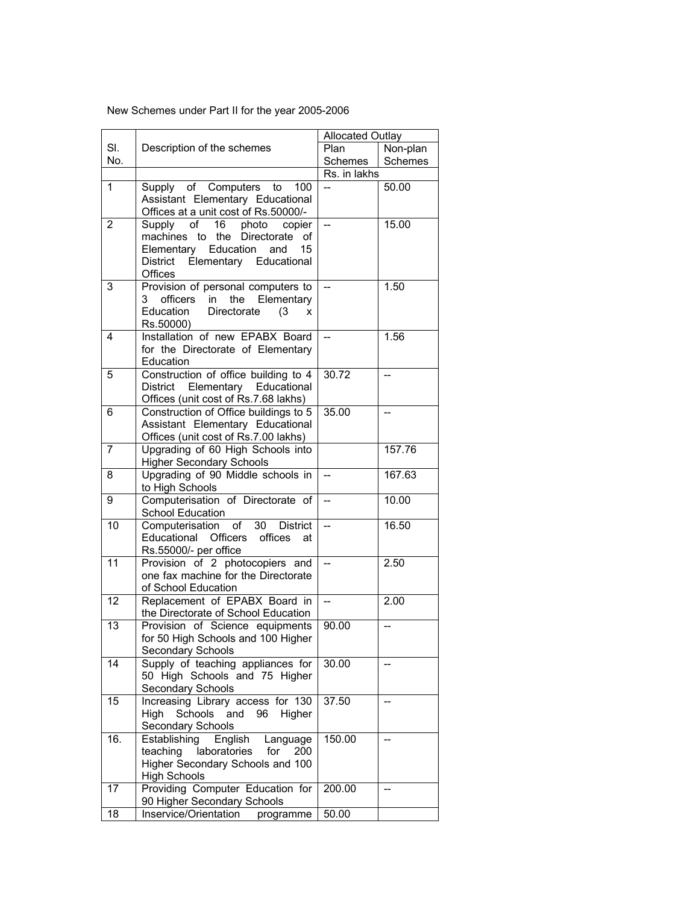New Schemes under Part II for the year 2005-2006

| Sl. No. | Description of the schemes | Allocated Outlay | |
|---|---|---|---|
| | | Plan Schemes | Non-plan Schemes |
| | | Rs. in lakhs | |
| 1 | Supply of Computers to 100 Assistant Elementary Educational Offices at a unit cost of Rs.50000/- | -- | 50.00 |
| 2 | Supply of 16 photo copier machines to the Directorate of Elementary Education and 15 District Elementary Educational Offices | -- | 15.00 |
| 3 | Provision of personal computers to 3 officers in the Elementary Education Directorate (3 x Rs.50000) | -- | 1.50 |
| 4 | Installation of new EPABX Board for the Directorate of Elementary Education | -- | 1.56 |
| 5 | Construction of office building to 4 District Elementary Educational Offices (unit cost of Rs.7.68 lakhs) | 30.72 | -- |
| 6 | Construction of Office buildings to 5 Assistant Elementary Educational Offices (unit cost of Rs.7.00 lakhs) | 35.00 | -- |
| 7 | Upgrading of 60 High Schools into Higher Secondary Schools | | 157.76 |
| 8 | Upgrading of 90 Middle schools in to High Schools | -- | 167.63 |
| 9 | Computerisation of Directorate of School Education | -- | 10.00 |
| 10 | Computerisation of 30 District Educational Officers offices at Rs.55000/- per office | -- | 16.50 |
| 11 | Provision of 2 photocopiers and one fax machine for the Directorate of School Education | -- | 2.50 |
| 12 | Replacement of EPABX Board in the Directorate of School Education | -- | 2.00 |
| 13 | Provision of Science equipments for 50 High Schools and 100 Higher Secondary Schools | 90.00 | -- |
| 14 | Supply of teaching appliances for 50 High Schools and 75 Higher Secondary Schools | 30.00 | -- |
| 15 | Increasing Library access for 130 High Schools and 96 Higher Secondary Schools | 37.50 | -- |
| 16. | Establishing English Language teaching laboratories for 200 Higher Secondary Schools and 100 High Schools | 150.00 | -- |
| 17 | Providing Computer Education for 90 Higher Secondary Schools | 200.00 | -- |
| 18 | Inservice/Orientation programme | 50.00 | |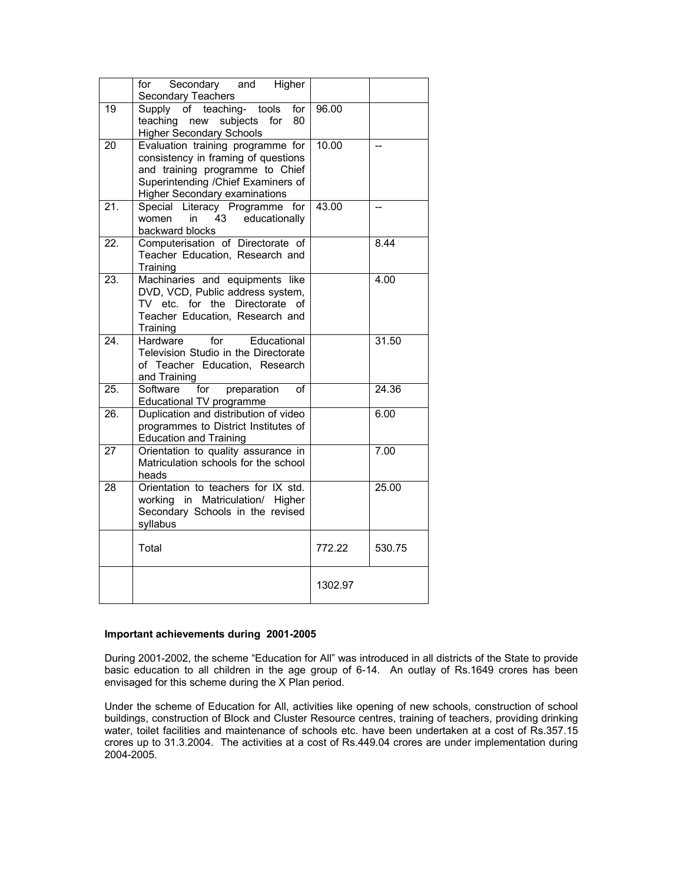| | | | |
|---|---|---|---|
| | for Secondary and Higher Secondary Teachers | | |
| 19 | Supply of teaching- tools for teaching new subjects for 80 Higher Secondary Schools | 96.00 | |
| 20 | Evaluation training programme for consistency in framing of questions and training programme to Chief Superintending /Chief Examiners of Higher Secondary examinations | 10.00 | -- |
| 21. | Special Literacy Programme for women in 43 educationally backward blocks | 43.00 | -- |
| 22. | Computerisation of Directorate of Teacher Education, Research and Training | | 8.44 |
| 23. | Machinaries and equipments like DVD, VCD, Public address system, TV etc. for the Directorate of Teacher Education, Research and Training | | 4.00 |
| 24. | Hardware for Educational Television Studio in the Directorate of Teacher Education, Research and Training | | 31.50 |
| 25. | Software for preparation of Educational TV programme | | 24.36 |
| 26. | Duplication and distribution of video programmes to District Institutes of Education and Training | | 6.00 |
| 27 | Orientation to quality assurance in Matriculation schools for the school heads | | 7.00 |
| 28 | Orientation to teachers for IX std. working in Matriculation/ Higher Secondary Schools in the revised syllabus | | 25.00 |
| | Total | 772.22 | 530.75 |
| | | 1302.97 | |

**Important achievements during 2001-2005**

During 2001-2002, the scheme "Education for All" was introduced in all districts of the State to provide basic education to all children in the age group of 6-14. An outlay of Rs.1649 crores has been envisaged for this scheme during the X Plan period.

Under the scheme of Education for All, activities like opening of new schools, construction of school buildings, construction of Block and Cluster Resource centres, training of teachers, providing drinking water, toilet facilities and maintenance of schools etc. have been undertaken at a cost of Rs.357.15 crores up to 31.3.2004. The activities at a cost of Rs.449.04 crores are under implementation during 2004-2005.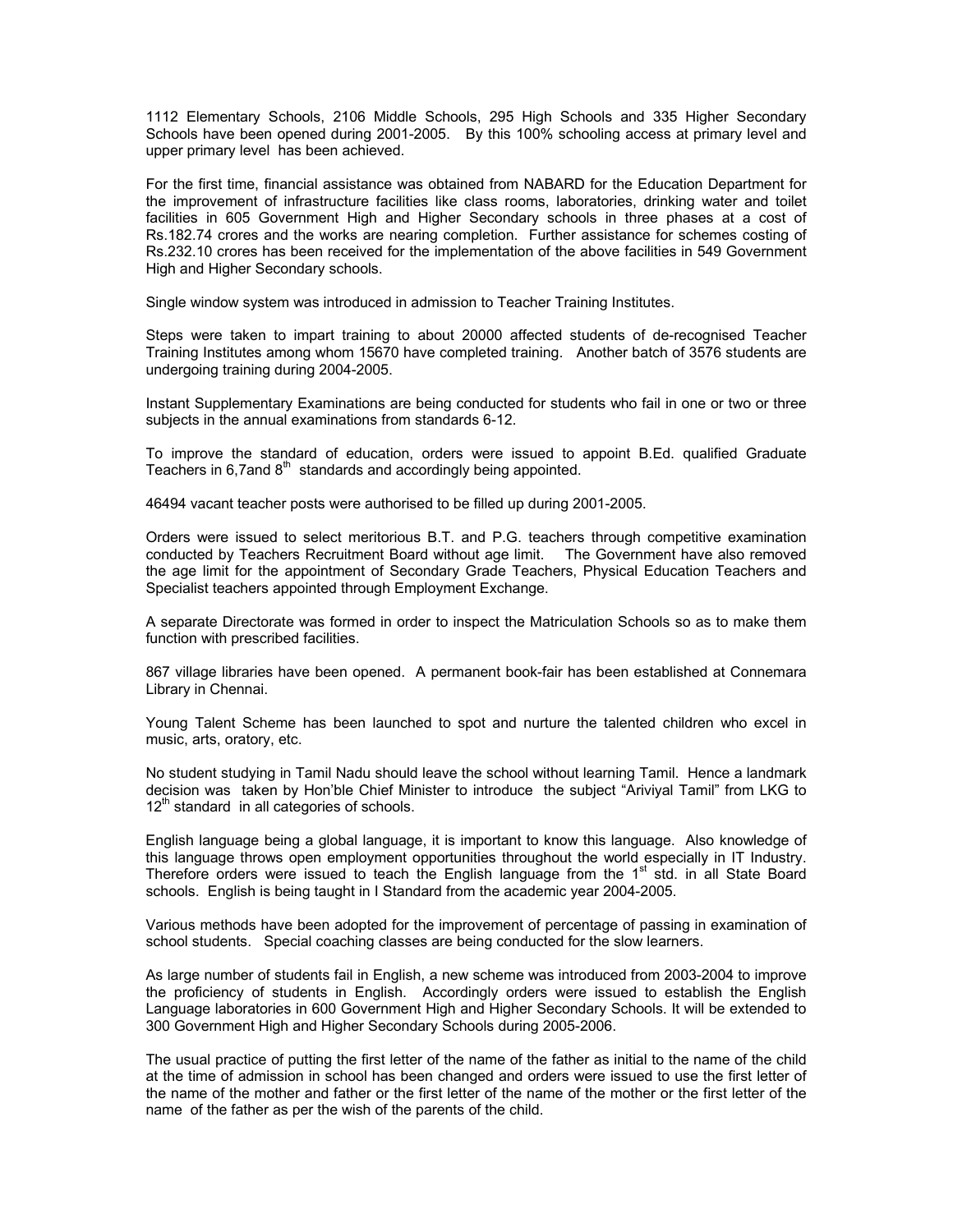1112 Elementary Schools, 2106 Middle Schools, 295 High Schools and 335 Higher Secondary Schools have been opened during 2001-2005. By this 100% schooling access at primary level and upper primary level has been achieved.

For the first time, financial assistance was obtained from NABARD for the Education Department for the improvement of infrastructure facilities like class rooms, laboratories, drinking water and toilet facilities in 605 Government High and Higher Secondary schools in three phases at a cost of Rs.182.74 crores and the works are nearing completion. Further assistance for schemes costing of Rs.232.10 crores has been received for the implementation of the above facilities in 549 Government High and Higher Secondary schools.

Single window system was introduced in admission to Teacher Training Institutes.

Steps were taken to impart training to about 20000 affected students of de-recognised Teacher Training Institutes among whom 15670 have completed training. Another batch of 3576 students are undergoing training during 2004-2005.

Instant Supplementary Examinations are being conducted for students who fail in one or two or three subjects in the annual examinations from standards 6-12.

To improve the standard of education, orders were issued to appoint B.Ed. qualified Graduate Teachers in 6,7and 8th standards and accordingly being appointed.

46494 vacant teacher posts were authorised to be filled up during 2001-2005.

Orders were issued to select meritorious B.T. and P.G. teachers through competitive examination conducted by Teachers Recruitment Board without age limit. The Government have also removed the age limit for the appointment of Secondary Grade Teachers, Physical Education Teachers and Specialist teachers appointed through Employment Exchange.

A separate Directorate was formed in order to inspect the Matriculation Schools so as to make them function with prescribed facilities.

867 village libraries have been opened. A permanent book-fair has been established at Connemara Library in Chennai.

Young Talent Scheme has been launched to spot and nurture the talented children who excel in music, arts, oratory, etc.

No student studying in Tamil Nadu should leave the school without learning Tamil. Hence a landmark decision was taken by Hon'ble Chief Minister to introduce the subject "Ariviyal Tamil" from LKG to 12th standard in all categories of schools.

English language being a global language, it is important to know this language. Also knowledge of this language throws open employment opportunities throughout the world especially in IT Industry. Therefore orders were issued to teach the English language from the 1st std. in all State Board schools. English is being taught in I Standard from the academic year 2004-2005.

Various methods have been adopted for the improvement of percentage of passing in examination of school students. Special coaching classes are being conducted for the slow learners.

As large number of students fail in English, a new scheme was introduced from 2003-2004 to improve the proficiency of students in English. Accordingly orders were issued to establish the English Language laboratories in 600 Government High and Higher Secondary Schools. It will be extended to 300 Government High and Higher Secondary Schools during 2005-2006.

The usual practice of putting the first letter of the name of the father as initial to the name of the child at the time of admission in school has been changed and orders were issued to use the first letter of the name of the mother and father or the first letter of the name of the mother or the first letter of the name of the father as per the wish of the parents of the child.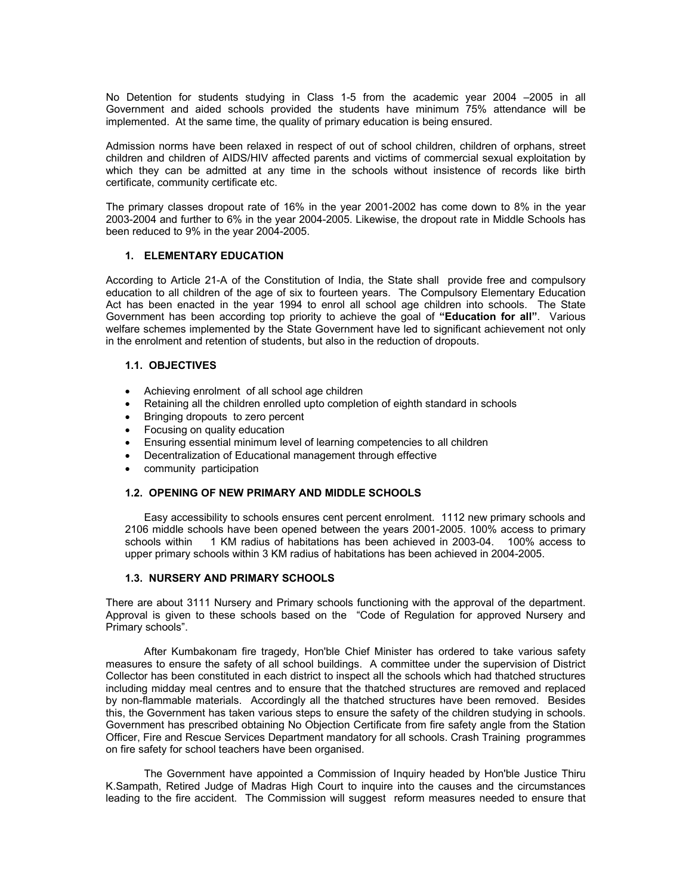No Detention for students studying in Class 1-5 from the academic year 2004 –2005 in all Government and aided schools provided the students have minimum 75% attendance will be implemented. At the same time, the quality of primary education is being ensured.

Admission norms have been relaxed in respect of out of school children, children of orphans, street children and children of AIDS/HIV affected parents and victims of commercial sexual exploitation by which they can be admitted at any time in the schools without insistence of records like birth certificate, community certificate etc.

The primary classes dropout rate of 16% in the year 2001-2002 has come down to 8% in the year 2003-2004 and further to 6% in the year 2004-2005. Likewise, the dropout rate in Middle Schools has been reduced to 9% in the year 2004-2005.

## 1. ELEMENTARY EDUCATION

According to Article 21-A of the Constitution of India, the State shall provide free and compulsory education to all children of the age of six to fourteen years. The Compulsory Elementary Education Act has been enacted in the year 1994 to enrol all school age children into schools. The State Government has been according top priority to achieve the goal of **"Education for all"**. Various welfare schemes implemented by the State Government have led to significant achievement not only in the enrolment and retention of students, but also in the reduction of dropouts.

### 1.1. OBJECTIVES

- Achieving enrolment of all school age children
- Retaining all the children enrolled upto completion of eighth standard in schools
- Bringing dropouts to zero percent
- Focusing on quality education
- Ensuring essential minimum level of learning competencies to all children
- Decentralization of Educational management through effective
- community participation

### 1.2. OPENING OF NEW PRIMARY AND MIDDLE SCHOOLS

Easy accessibility to schools ensures cent percent enrolment. 1112 new primary schools and 2106 middle schools have been opened between the years 2001-2005. 100% access to primary schools within 1 KM radius of habitations has been achieved in 2003-04. 100% access to upper primary schools within 3 KM radius of habitations has been achieved in 2004-2005.

### 1.3. NURSERY AND PRIMARY SCHOOLS

There are about 3111 Nursery and Primary schools functioning with the approval of the department. Approval is given to these schools based on the "Code of Regulation for approved Nursery and Primary schools".

After Kumbakonam fire tragedy, Hon'ble Chief Minister has ordered to take various safety measures to ensure the safety of all school buildings. A committee under the supervision of District Collector has been constituted in each district to inspect all the schools which had thatched structures including midday meal centres and to ensure that the thatched structures are removed and replaced by non-flammable materials. Accordingly all the thatched structures have been removed. Besides this, the Government has taken various steps to ensure the safety of the children studying in schools. Government has prescribed obtaining No Objection Certificate from fire safety angle from the Station Officer, Fire and Rescue Services Department mandatory for all schools. Crash Training programmes on fire safety for school teachers have been organised.

The Government have appointed a Commission of Inquiry headed by Hon'ble Justice Thiru K.Sampath, Retired Judge of Madras High Court to inquire into the causes and the circumstances leading to the fire accident. The Commission will suggest reform measures needed to ensure that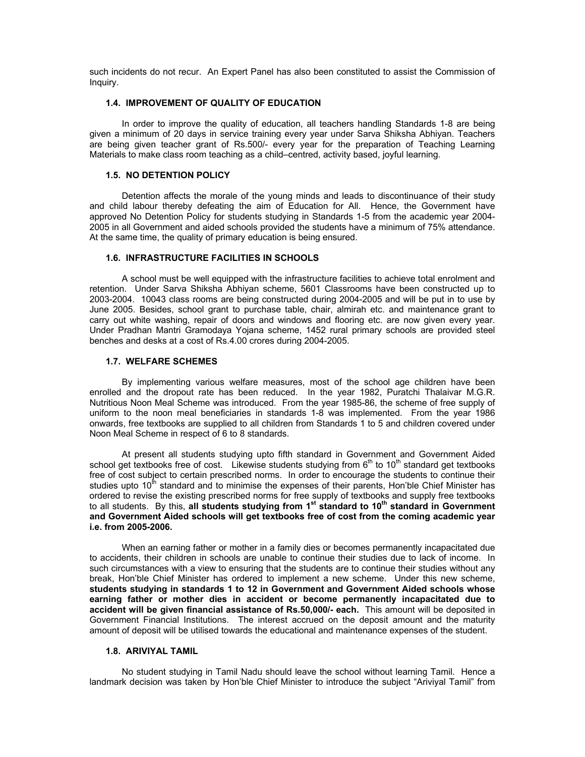such incidents do not recur. An Expert Panel has also been constituted to assist the Commission of Inquiry.

### 1.4. IMPROVEMENT OF QUALITY OF EDUCATION

In order to improve the quality of education, all teachers handling Standards 1-8 are being given a minimum of 20 days in service training every year under Sarva Shiksha Abhiyan. Teachers are being given teacher grant of Rs.500/- every year for the preparation of Teaching Learning Materials to make class room teaching as a child–centred, activity based, joyful learning.

### 1.5. NO DETENTION POLICY

Detention affects the morale of the young minds and leads to discontinuance of their study and child labour thereby defeating the aim of Education for All. Hence, the Government have approved No Detention Policy for students studying in Standards 1-5 from the academic year 2004-2005 in all Government and aided schools provided the students have a minimum of 75% attendance. At the same time, the quality of primary education is being ensured.

### 1.6. INFRASTRUCTURE FACILITIES IN SCHOOLS

A school must be well equipped with the infrastructure facilities to achieve total enrolment and retention. Under Sarva Shiksha Abhiyan scheme, 5601 Classrooms have been constructed up to 2003-2004. 10043 class rooms are being constructed during 2004-2005 and will be put in to use by June 2005. Besides, school grant to purchase table, chair, almirah etc. and maintenance grant to carry out white washing, repair of doors and windows and flooring etc. are now given every year. Under Pradhan Mantri Gramodaya Yojana scheme, 1452 rural primary schools are provided steel benches and desks at a cost of Rs.4.00 crores during 2004-2005.

### 1.7. WELFARE SCHEMES

By implementing various welfare measures, most of the school age children have been enrolled and the dropout rate has been reduced. In the year 1982, Puratchi Thalaivar M.G.R. Nutritious Noon Meal Scheme was introduced. From the year 1985-86, the scheme of free supply of uniform to the noon meal beneficiaries in standards 1-8 was implemented. From the year 1986 onwards, free textbooks are supplied to all children from Standards 1 to 5 and children covered under Noon Meal Scheme in respect of 6 to 8 standards.

At present all students studying upto fifth standard in Government and Government Aided school get textbooks free of cost. Likewise students studying from 6th to 10th standard get textbooks free of cost subject to certain prescribed norms. In order to encourage the students to continue their studies upto 10th standard and to minimise the expenses of their parents, Hon'ble Chief Minister has ordered to revise the existing prescribed norms for free supply of textbooks and supply free textbooks to all students. By this, **all students studying from 1st standard to 10th standard in Government and Government Aided schools will get textbooks free of cost from the coming academic year i.e. from 2005-2006.**

When an earning father or mother in a family dies or becomes permanently incapacitated due to accidents, their children in schools are unable to continue their studies due to lack of income. In such circumstances with a view to ensuring that the students are to continue their studies without any break, Hon'ble Chief Minister has ordered to implement a new scheme. Under this new scheme, **students studying in standards 1 to 12 in Government and Government Aided schools whose earning father or mother dies in accident or become permanently incapacitated due to accident will be given financial assistance of Rs.50,000/- each.** This amount will be deposited in Government Financial Institutions. The interest accrued on the deposit amount and the maturity amount of deposit will be utilised towards the educational and maintenance expenses of the student.

### 1.8. ARIVIYAL TAMIL

No student studying in Tamil Nadu should leave the school without learning Tamil. Hence a landmark decision was taken by Hon'ble Chief Minister to introduce the subject "Ariviyal Tamil" from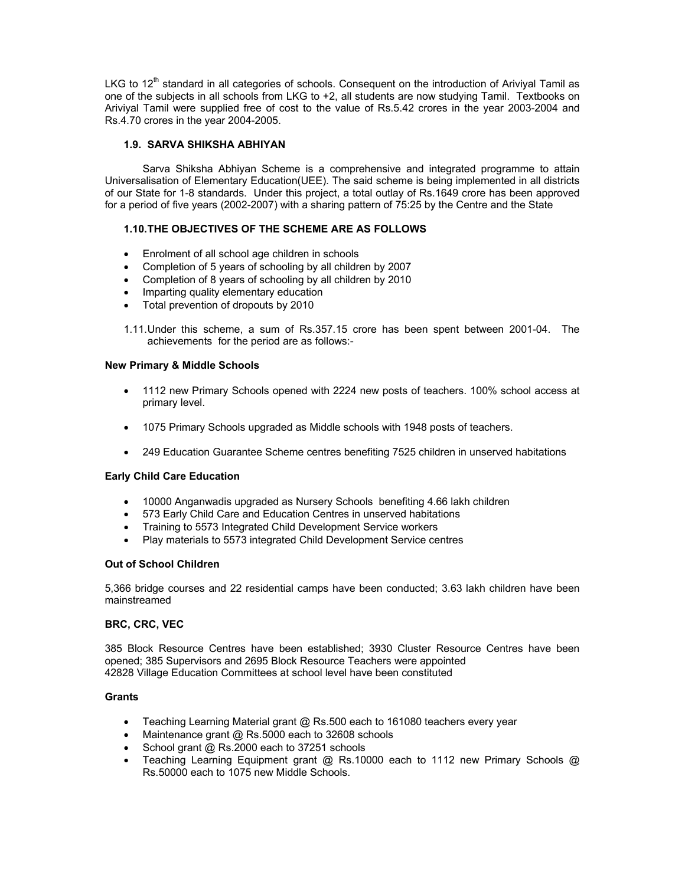LKG to 12th standard in all categories of schools. Consequent on the introduction of Ariviyal Tamil as one of the subjects in all schools from LKG to +2, all students are now studying Tamil. Textbooks on Ariviyal Tamil were supplied free of cost to the value of Rs.5.42 crores in the year 2003-2004 and Rs.4.70 crores in the year 2004-2005.

### 1.9. SARVA SHIKSHA ABHIYAN

Sarva Shiksha Abhiyan Scheme is a comprehensive and integrated programme to attain Universalisation of Elementary Education(UEE). The said scheme is being implemented in all districts of our State for 1-8 standards. Under this project, a total outlay of Rs.1649 crore has been approved for a period of five years (2002-2007) with a sharing pattern of 75:25 by the Centre and the State

### 1.10. THE OBJECTIVES OF THE SCHEME ARE AS FOLLOWS

- Enrolment of all school age children in schools
- Completion of 5 years of schooling by all children by 2007
- Completion of 8 years of schooling by all children by 2010
- Imparting quality elementary education
- Total prevention of dropouts by 2010

1.11. Under this scheme, a sum of Rs.357.15 crore has been spent between 2001-04. The achievements for the period are as follows:-

**New Primary & Middle Schools**

- 1112 new Primary Schools opened with 2224 new posts of teachers. 100% school access at primary level.
- 1075 Primary Schools upgraded as Middle schools with 1948 posts of teachers.
- 249 Education Guarantee Scheme centres benefiting 7525 children in unserved habitations

**Early Child Care Education**

- 10000 Anganwadis upgraded as Nursery Schools benefiting 4.66 lakh children
- 573 Early Child Care and Education Centres in unserved habitations
- Training to 5573 Integrated Child Development Service workers
- Play materials to 5573 integrated Child Development Service centres

**Out of School Children**

5,366 bridge courses and 22 residential camps have been conducted; 3.63 lakh children have been mainstreamed

**BRC, CRC, VEC**

385 Block Resource Centres have been established; 3930 Cluster Resource Centres have been opened; 385 Supervisors and 2695 Block Resource Teachers were appointed
42828 Village Education Committees at school level have been constituted

**Grants**

- Teaching Learning Material grant @ Rs.500 each to 161080 teachers every year
- Maintenance grant @ Rs.5000 each to 32608 schools
- School grant @ Rs.2000 each to 37251 schools
- Teaching Learning Equipment grant @ Rs.10000 each to 1112 new Primary Schools @ Rs.50000 each to 1075 new Middle Schools.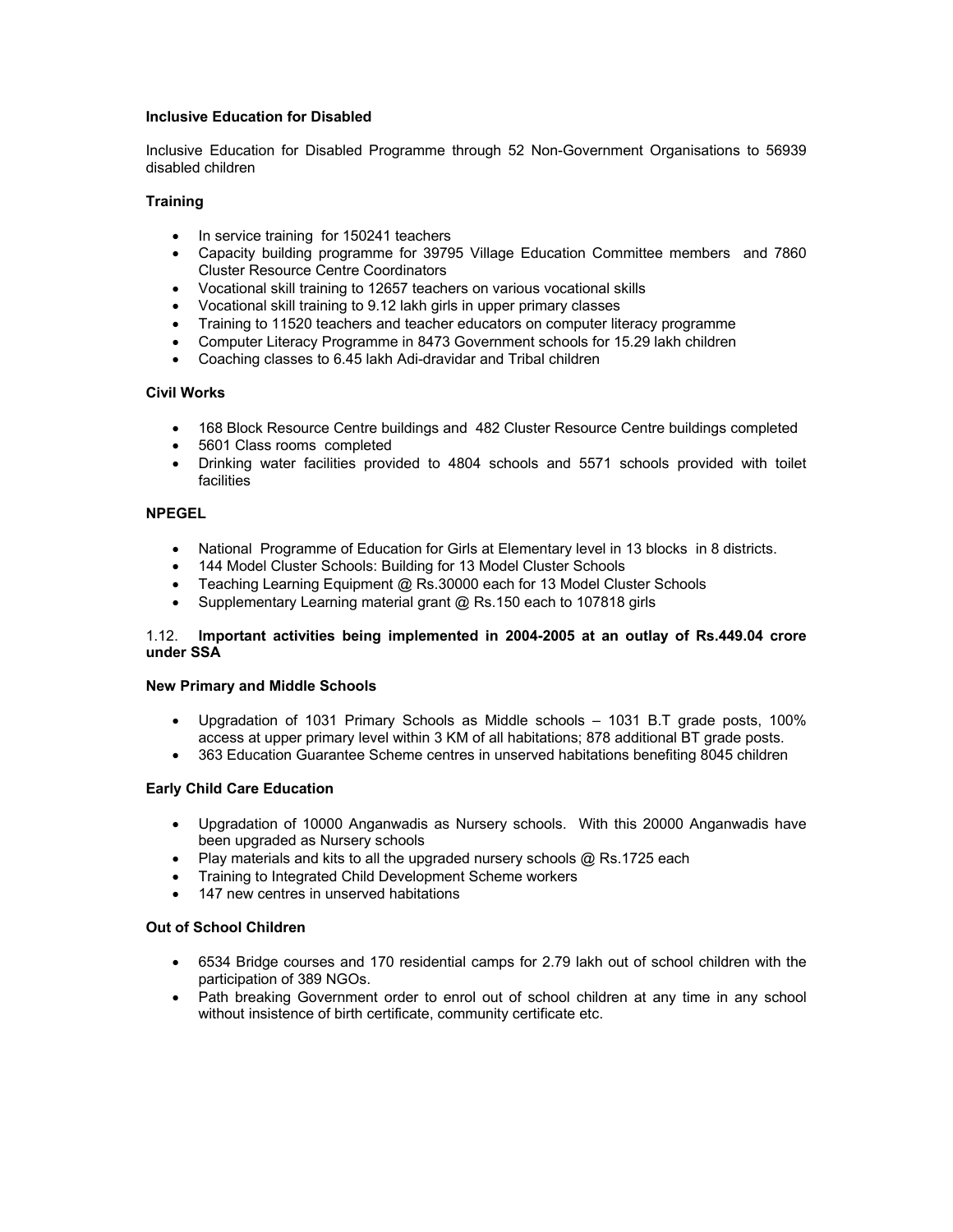**Inclusive Education for Disabled**

Inclusive Education for Disabled Programme through 52 Non-Government Organisations to 56939 disabled children

**Training**

- In service training for 150241 teachers
- Capacity building programme for 39795 Village Education Committee members and 7860 Cluster Resource Centre Coordinators
- Vocational skill training to 12657 teachers on various vocational skills
- Vocational skill training to 9.12 lakh girls in upper primary classes
- Training to 11520 teachers and teacher educators on computer literacy programme
- Computer Literacy Programme in 8473 Government schools for 15.29 lakh children
- Coaching classes to 6.45 lakh Adi-dravidar and Tribal children

**Civil Works**

- 168 Block Resource Centre buildings and 482 Cluster Resource Centre buildings completed
- 5601 Class rooms completed
- Drinking water facilities provided to 4804 schools and 5571 schools provided with toilet facilities

**NPEGEL**

- National Programme of Education for Girls at Elementary level in 13 blocks in 8 districts.
- 144 Model Cluster Schools: Building for 13 Model Cluster Schools
- Teaching Learning Equipment @ Rs.30000 each for 13 Model Cluster Schools
- Supplementary Learning material grant @ Rs.150 each to 107818 girls

1.12. **Important activities being implemented in 2004-2005 at an outlay of Rs.449.04 crore under SSA**

**New Primary and Middle Schools**

- Upgradation of 1031 Primary Schools as Middle schools – 1031 B.T grade posts, 100% access at upper primary level within 3 KM of all habitations; 878 additional BT grade posts.
- 363 Education Guarantee Scheme centres in unserved habitations benefiting 8045 children

**Early Child Care Education**

- Upgradation of 10000 Anganwadis as Nursery schools. With this 20000 Anganwadis have been upgraded as Nursery schools
- Play materials and kits to all the upgraded nursery schools @ Rs.1725 each
- Training to Integrated Child Development Scheme workers
- 147 new centres in unserved habitations

**Out of School Children**

- 6534 Bridge courses and 170 residential camps for 2.79 lakh out of school children with the participation of 389 NGOs.
- Path breaking Government order to enrol out of school children at any time in any school without insistence of birth certificate, community certificate etc.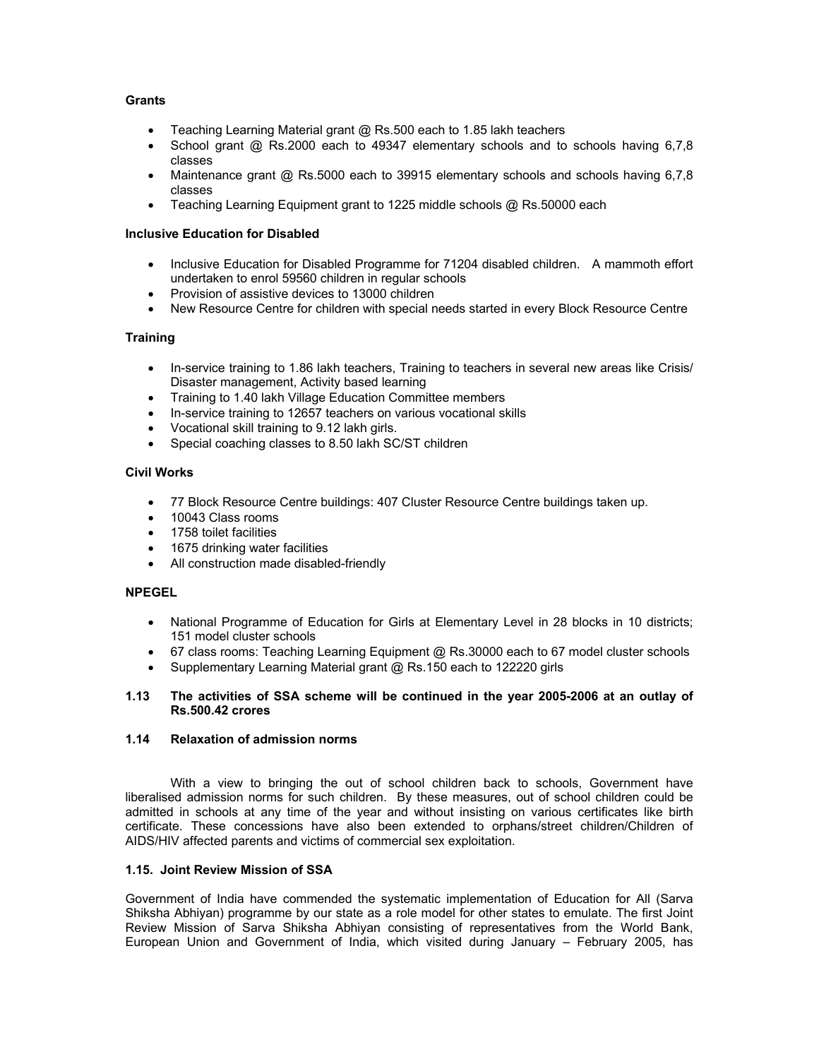**Grants**

- Teaching Learning Material grant @ Rs.500 each to 1.85 lakh teachers
- School grant @ Rs.2000 each to 49347 elementary schools and to schools having 6,7,8 classes
- Maintenance grant @ Rs.5000 each to 39915 elementary schools and schools having 6,7,8 classes
- Teaching Learning Equipment grant to 1225 middle schools @ Rs.50000 each

**Inclusive Education for Disabled**

- Inclusive Education for Disabled Programme for 71204 disabled children. A mammoth effort undertaken to enrol 59560 children in regular schools
- Provision of assistive devices to 13000 children
- New Resource Centre for children with special needs started in every Block Resource Centre

**Training**

- In-service training to 1.86 lakh teachers, Training to teachers in several new areas like Crisis/ Disaster management, Activity based learning
- Training to 1.40 lakh Village Education Committee members
- In-service training to 12657 teachers on various vocational skills
- Vocational skill training to 9.12 lakh girls.
- Special coaching classes to 8.50 lakh SC/ST children

**Civil Works**

- 77 Block Resource Centre buildings: 407 Cluster Resource Centre buildings taken up.
- 10043 Class rooms
- 1758 toilet facilities
- 1675 drinking water facilities
- All construction made disabled-friendly

**NPEGEL**

- National Programme of Education for Girls at Elementary Level in 28 blocks in 10 districts; 151 model cluster schools
- 67 class rooms: Teaching Learning Equipment @ Rs.30000 each to 67 model cluster schools
- Supplementary Learning Material grant @ Rs.150 each to 122220 girls

**1.13 The activities of SSA scheme will be continued in the year 2005-2006 at an outlay of Rs.500.42 crores**

**1.14 Relaxation of admission norms**

With a view to bringing the out of school children back to schools, Government have liberalised admission norms for such children. By these measures, out of school children could be admitted in schools at any time of the year and without insisting on various certificates like birth certificate. These concessions have also been extended to orphans/street children/Children of AIDS/HIV affected parents and victims of commercial sex exploitation.

**1.15. Joint Review Mission of SSA**

Government of India have commended the systematic implementation of Education for All (Sarva Shiksha Abhiyan) programme by our state as a role model for other states to emulate. The first Joint Review Mission of Sarva Shiksha Abhiyan consisting of representatives from the World Bank, European Union and Government of India, which visited during January – February 2005, has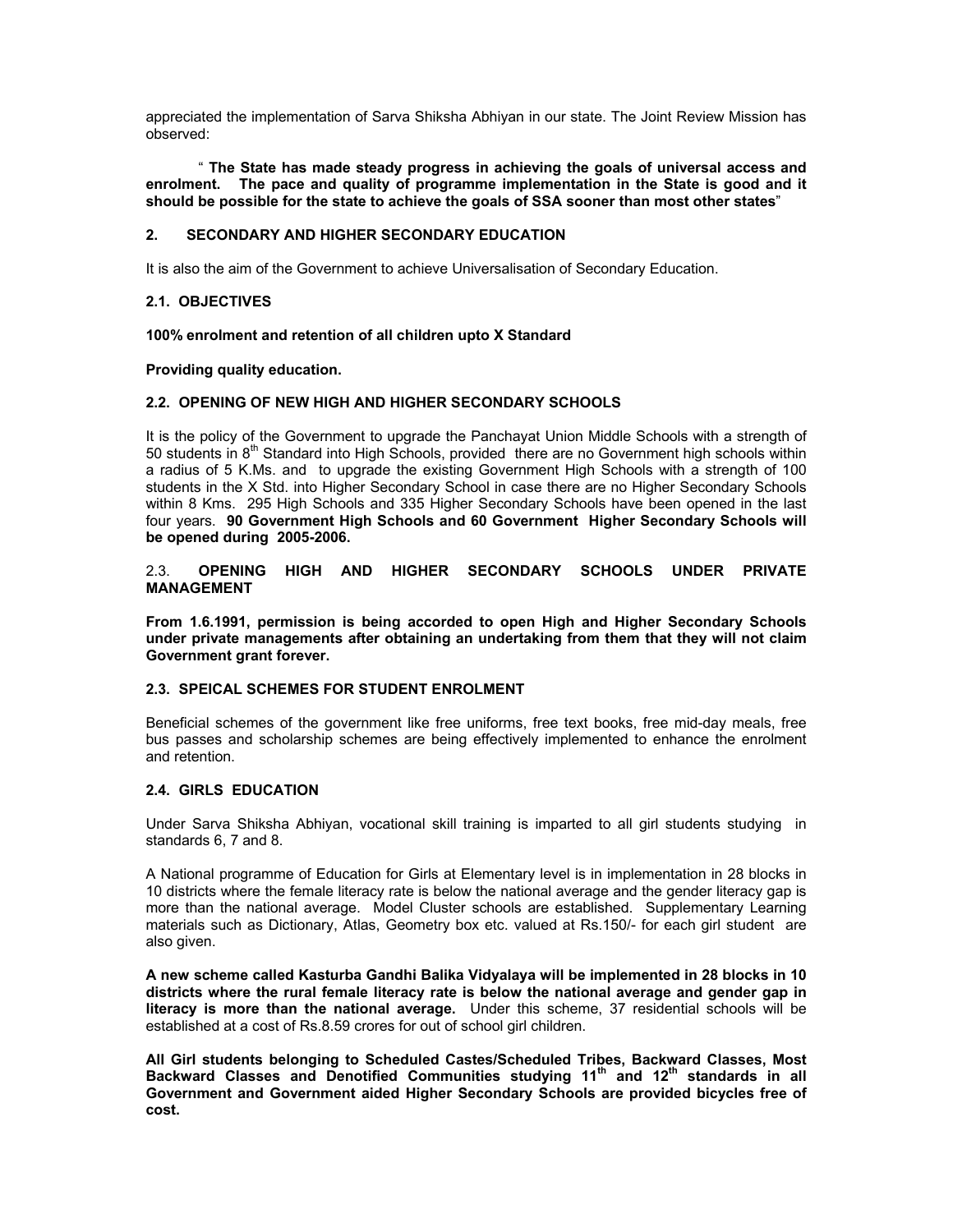appreciated the implementation of Sarva Shiksha Abhiyan in our state. The Joint Review Mission has observed:

" **The State has made steady progress in achieving the goals of universal access and enrolment. The pace and quality of programme implementation in the State is good and it should be possible for the state to achieve the goals of SSA sooner than most other states**"

## 2. SECONDARY AND HIGHER SECONDARY EDUCATION

It is also the aim of the Government to achieve Universalisation of Secondary Education.

### 2.1. OBJECTIVES

**100% enrolment and retention of all children upto X Standard**

**Providing quality education.**

### 2.2. OPENING OF NEW HIGH AND HIGHER SECONDARY SCHOOLS

It is the policy of the Government to upgrade the Panchayat Union Middle Schools with a strength of 50 students in 8th Standard into High Schools, provided there are no Government high schools within a radius of 5 K.Ms. and to upgrade the existing Government High Schools with a strength of 100 students in the X Std. into Higher Secondary School in case there are no Higher Secondary Schools within 8 Kms. 295 High Schools and 335 Higher Secondary Schools have been opened in the last four years. **90 Government High Schools and 60 Government Higher Secondary Schools will be opened during 2005-2006.**

### 2.3. OPENING HIGH AND HIGHER SECONDARY SCHOOLS UNDER PRIVATE MANAGEMENT

**From 1.6.1991, permission is being accorded to open High and Higher Secondary Schools under private managements after obtaining an undertaking from them that they will not claim Government grant forever.**

### 2.3. SPEICAL SCHEMES FOR STUDENT ENROLMENT

Beneficial schemes of the government like free uniforms, free text books, free mid-day meals, free bus passes and scholarship schemes are being effectively implemented to enhance the enrolment and retention.

### 2.4. GIRLS EDUCATION

Under Sarva Shiksha Abhiyan, vocational skill training is imparted to all girl students studying in standards 6, 7 and 8.

A National programme of Education for Girls at Elementary level is in implementation in 28 blocks in 10 districts where the female literacy rate is below the national average and the gender literacy gap is more than the national average. Model Cluster schools are established. Supplementary Learning materials such as Dictionary, Atlas, Geometry box etc. valued at Rs.150/- for each girl student are also given.

**A new scheme called Kasturba Gandhi Balika Vidyalaya will be implemented in 28 blocks in 10 districts where the rural female literacy rate is below the national average and gender gap in literacy is more than the national average.** Under this scheme, 37 residential schools will be established at a cost of Rs.8.59 crores for out of school girl children.

**All Girl students belonging to Scheduled Castes/Scheduled Tribes, Backward Classes, Most Backward Classes and Denotified Communities studying 11th and 12th standards in all Government and Government aided Higher Secondary Schools are provided bicycles free of cost.**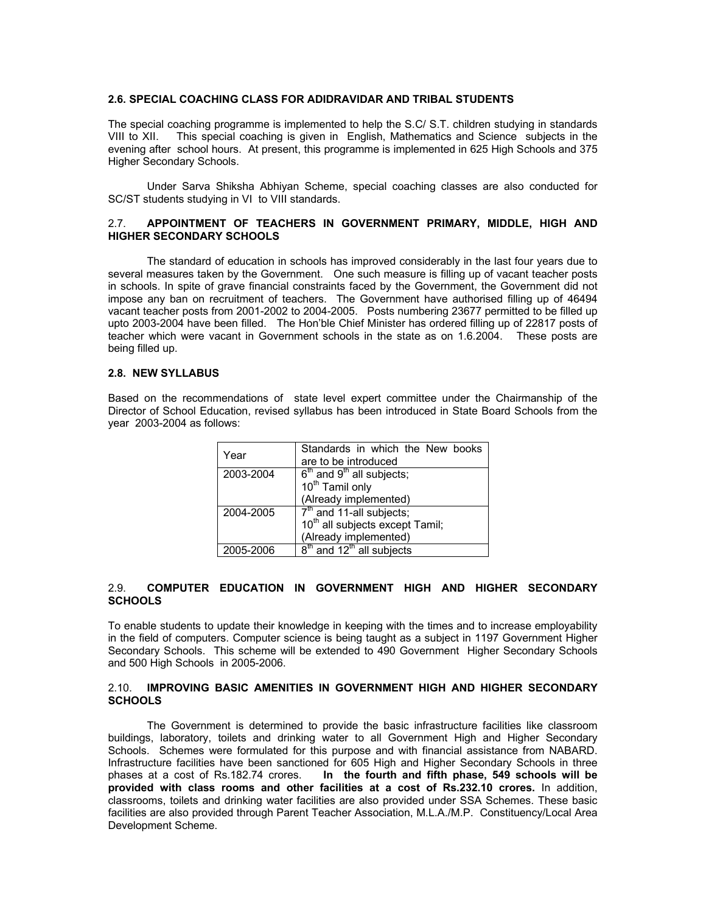### 2.6. SPECIAL COACHING CLASS FOR ADIDRAVIDAR AND TRIBAL STUDENTS

The special coaching programme is implemented to help the S.C/ S.T. children studying in standards VIII to XII. This special coaching is given in English, Mathematics and Science subjects in the evening after school hours. At present, this programme is implemented in 625 High Schools and 375 Higher Secondary Schools.

Under Sarva Shiksha Abhiyan Scheme, special coaching classes are also conducted for SC/ST students studying in VI to VIII standards.

### 2.7. APPOINTMENT OF TEACHERS IN GOVERNMENT PRIMARY, MIDDLE, HIGH AND HIGHER SECONDARY SCHOOLS

The standard of education in schools has improved considerably in the last four years due to several measures taken by the Government. One such measure is filling up of vacant teacher posts in schools. In spite of grave financial constraints faced by the Government, the Government did not impose any ban on recruitment of teachers. The Government have authorised filling up of 46494 vacant teacher posts from 2001-2002 to 2004-2005. Posts numbering 23677 permitted to be filled up upto 2003-2004 have been filled. The Hon'ble Chief Minister has ordered filling up of 22817 posts of teacher which were vacant in Government schools in the state as on 1.6.2004. These posts are being filled up.

### 2.8. NEW SYLLABUS

Based on the recommendations of state level expert committee under the Chairmanship of the Director of School Education, revised syllabus has been introduced in State Board Schools from the year 2003-2004 as follows:

| Year | Standards in which the New books are to be introduced |
|---|---|
| 2003-2004 | 6th and 9th all subjects; 10th Tamil only (Already implemented) |
| 2004-2005 | 7th and 11-all subjects; 10th all subjects except Tamil; (Already implemented) |
| 2005-2006 | 8th and 12th all subjects |

### 2.9. COMPUTER EDUCATION IN GOVERNMENT HIGH AND HIGHER SECONDARY SCHOOLS

To enable students to update their knowledge in keeping with the times and to increase employability in the field of computers. Computer science is being taught as a subject in 1197 Government Higher Secondary Schools. This scheme will be extended to 490 Government Higher Secondary Schools and 500 High Schools in 2005-2006.

### 2.10. IMPROVING BASIC AMENITIES IN GOVERNMENT HIGH AND HIGHER SECONDARY SCHOOLS

The Government is determined to provide the basic infrastructure facilities like classroom buildings, laboratory, toilets and drinking water to all Government High and Higher Secondary Schools. Schemes were formulated for this purpose and with financial assistance from NABARD. Infrastructure facilities have been sanctioned for 605 High and Higher Secondary Schools in three phases at a cost of Rs.182.74 crores. **In the fourth and fifth phase, 549 schools will be provided with class rooms and other facilities at a cost of Rs.232.10 crores.** In addition, classrooms, toilets and drinking water facilities are also provided under SSA Schemes. These basic facilities are also provided through Parent Teacher Association, M.L.A./M.P. Constituency/Local Area Development Scheme.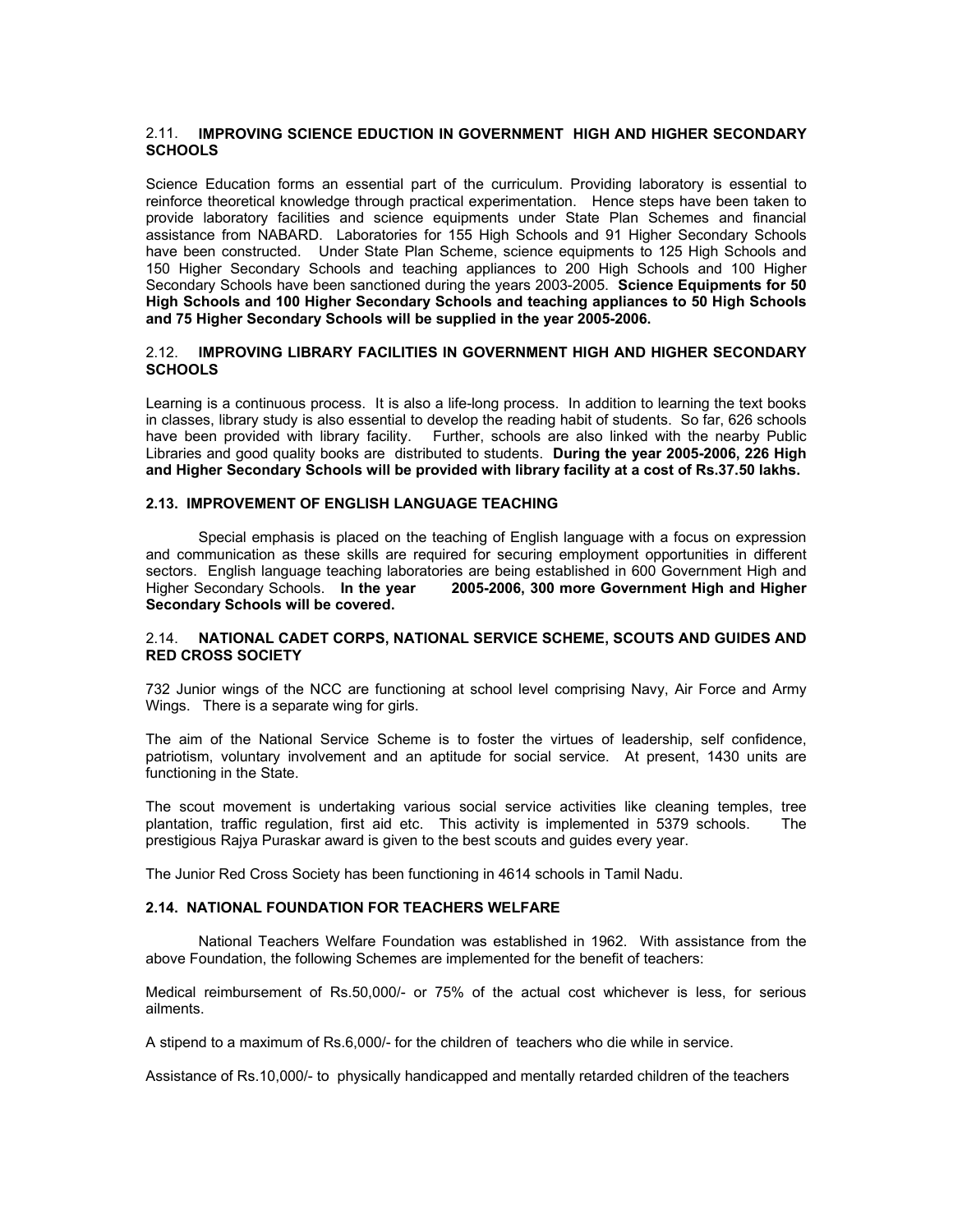### 2.11. IMPROVING SCIENCE EDUCTION IN GOVERNMENT HIGH AND HIGHER SECONDARY SCHOOLS

Science Education forms an essential part of the curriculum. Providing laboratory is essential to reinforce theoretical knowledge through practical experimentation. Hence steps have been taken to provide laboratory facilities and science equipments under State Plan Schemes and financial assistance from NABARD. Laboratories for 155 High Schools and 91 Higher Secondary Schools have been constructed. Under State Plan Scheme, science equipments to 125 High Schools and 150 Higher Secondary Schools and teaching appliances to 200 High Schools and 100 Higher Secondary Schools have been sanctioned during the years 2003-2005. **Science Equipments for 50 High Schools and 100 Higher Secondary Schools and teaching appliances to 50 High Schools and 75 Higher Secondary Schools will be supplied in the year 2005-2006.**

### 2.12. IMPROVING LIBRARY FACILITIES IN GOVERNMENT HIGH AND HIGHER SECONDARY SCHOOLS

Learning is a continuous process. It is also a life-long process. In addition to learning the text books in classes, library study is also essential to develop the reading habit of students. So far, 626 schools have been provided with library facility. Further, schools are also linked with the nearby Public Libraries and good quality books are distributed to students. **During the year 2005-2006, 226 High and Higher Secondary Schools will be provided with library facility at a cost of Rs.37.50 lakhs.**

### 2.13. IMPROVEMENT OF ENGLISH LANGUAGE TEACHING

Special emphasis is placed on the teaching of English language with a focus on expression and communication as these skills are required for securing employment opportunities in different sectors. English language teaching laboratories are being established in 600 Government High and Higher Secondary Schools. **In the year 2005-2006, 300 more Government High and Higher Secondary Schools will be covered.**

### 2.14. NATIONAL CADET CORPS, NATIONAL SERVICE SCHEME, SCOUTS AND GUIDES AND RED CROSS SOCIETY

732 Junior wings of the NCC are functioning at school level comprising Navy, Air Force and Army Wings. There is a separate wing for girls.

The aim of the National Service Scheme is to foster the virtues of leadership, self confidence, patriotism, voluntary involvement and an aptitude for social service. At present, 1430 units are functioning in the State.

The scout movement is undertaking various social service activities like cleaning temples, tree plantation, traffic regulation, first aid etc. This activity is implemented in 5379 schools. The prestigious Rajya Puraskar award is given to the best scouts and guides every year.

The Junior Red Cross Society has been functioning in 4614 schools in Tamil Nadu.

### 2.14. NATIONAL FOUNDATION FOR TEACHERS WELFARE

National Teachers Welfare Foundation was established in 1962. With assistance from the above Foundation, the following Schemes are implemented for the benefit of teachers:

Medical reimbursement of Rs.50,000/- or 75% of the actual cost whichever is less, for serious ailments.

A stipend to a maximum of Rs.6,000/- for the children of teachers who die while in service.

Assistance of Rs.10,000/- to physically handicapped and mentally retarded children of the teachers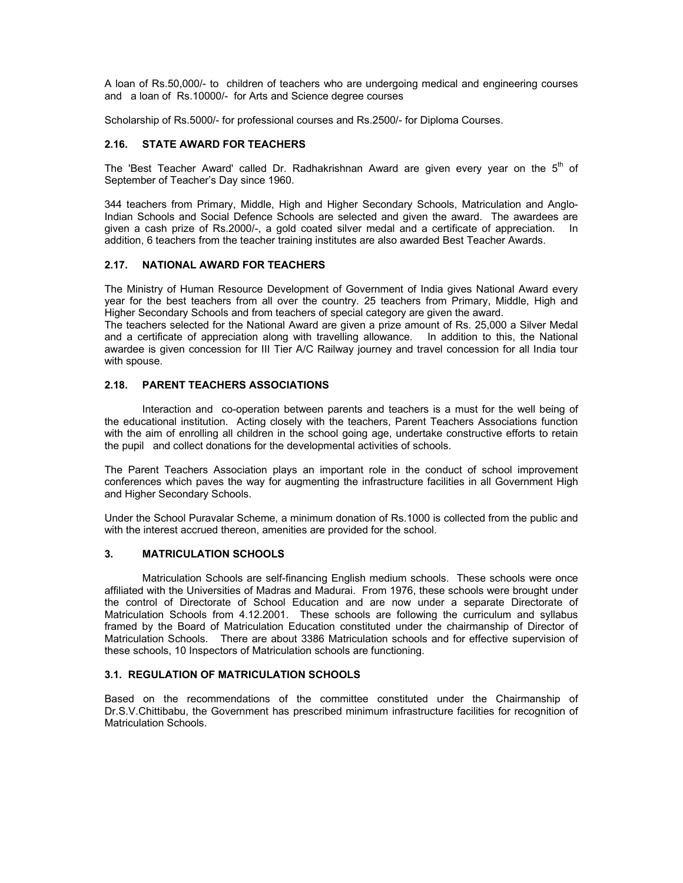A loan of Rs.50,000/- to children of teachers who are undergoing medical and engineering courses and a loan of Rs.10000/- for Arts and Science degree courses

Scholarship of Rs.5000/- for professional courses and Rs.2500/- for Diploma Courses.

### 2.16. STATE AWARD FOR TEACHERS

The 'Best Teacher Award' called Dr. Radhakrishnan Award are given every year on the 5th of September of Teacher's Day since 1960.

344 teachers from Primary, Middle, High and Higher Secondary Schools, Matriculation and Anglo-Indian Schools and Social Defence Schools are selected and given the award. The awardees are given a cash prize of Rs.2000/-, a gold coated silver medal and a certificate of appreciation. In addition, 6 teachers from the teacher training institutes are also awarded Best Teacher Awards.

### 2.17. NATIONAL AWARD FOR TEACHERS

The Ministry of Human Resource Development of Government of India gives National Award every year for the best teachers from all over the country. 25 teachers from Primary, Middle, High and Higher Secondary Schools and from teachers of special category are given the award.

The teachers selected for the National Award are given a prize amount of Rs. 25,000 a Silver Medal and a certificate of appreciation along with travelling allowance. In addition to this, the National awardee is given concession for III Tier A/C Railway journey and travel concession for all India tour with spouse.

### 2.18. PARENT TEACHERS ASSOCIATIONS

Interaction and co-operation between parents and teachers is a must for the well being of the educational institution. Acting closely with the teachers, Parent Teachers Associations function with the aim of enrolling all children in the school going age, undertake constructive efforts to retain the pupil and collect donations for the developmental activities of schools.

The Parent Teachers Association plays an important role in the conduct of school improvement conferences which paves the way for augmenting the infrastructure facilities in all Government High and Higher Secondary Schools.

Under the School Puravalar Scheme, a minimum donation of Rs.1000 is collected from the public and with the interest accrued thereon, amenities are provided for the school.

## 3. MATRICULATION SCHOOLS

Matriculation Schools are self-financing English medium schools. These schools were once affiliated with the Universities of Madras and Madurai. From 1976, these schools were brought under the control of Directorate of School Education and are now under a separate Directorate of Matriculation Schools from 4.12.2001. These schools are following the curriculum and syllabus framed by the Board of Matriculation Education constituted under the chairmanship of Director of Matriculation Schools. There are about 3386 Matriculation schools and for effective supervision of these schools, 10 Inspectors of Matriculation schools are functioning.

### 3.1. REGULATION OF MATRICULATION SCHOOLS

Based on the recommendations of the committee constituted under the Chairmanship of Dr.S.V.Chittibabu, the Government has prescribed minimum infrastructure facilities for recognition of Matriculation Schools.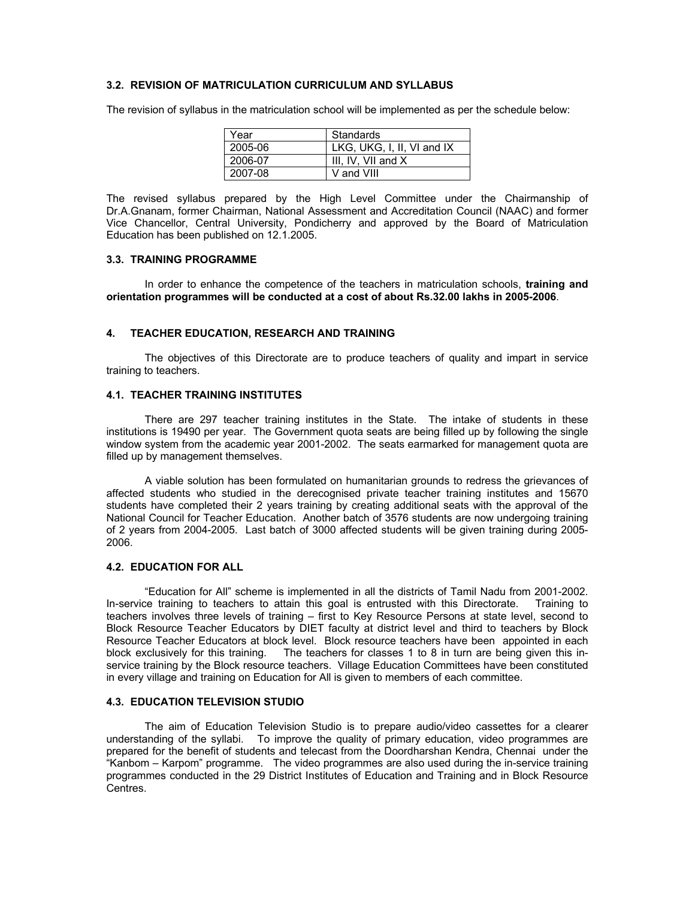### 3.2. REVISION OF MATRICULATION CURRICULUM AND SYLLABUS

The revision of syllabus in the matriculation school will be implemented as per the schedule below:

| Year | Standards |
|---|---|
| 2005-06 | LKG, UKG, I, II, VI and IX |
| 2006-07 | III, IV, VII and X |
| 2007-08 | V and VIII |

The revised syllabus prepared by the High Level Committee under the Chairmanship of Dr.A.Gnanam, former Chairman, National Assessment and Accreditation Council (NAAC) and former Vice Chancellor, Central University, Pondicherry and approved by the Board of Matriculation Education has been published on 12.1.2005.

### 3.3. TRAINING PROGRAMME

In order to enhance the competence of the teachers in matriculation schools, **training and orientation programmes will be conducted at a cost of about Rs.32.00 lakhs in 2005-2006**.

## 4. TEACHER EDUCATION, RESEARCH AND TRAINING

The objectives of this Directorate are to produce teachers of quality and impart in service training to teachers.

### 4.1. TEACHER TRAINING INSTITUTES

There are 297 teacher training institutes in the State. The intake of students in these institutions is 19490 per year. The Government quota seats are being filled up by following the single window system from the academic year 2001-2002. The seats earmarked for management quota are filled up by management themselves.

A viable solution has been formulated on humanitarian grounds to redress the grievances of affected students who studied in the derecognised private teacher training institutes and 15670 students have completed their 2 years training by creating additional seats with the approval of the National Council for Teacher Education. Another batch of 3576 students are now undergoing training of 2 years from 2004-2005. Last batch of 3000 affected students will be given training during 2005-2006.

### 4.2. EDUCATION FOR ALL

"Education for All" scheme is implemented in all the districts of Tamil Nadu from 2001-2002. In-service training to teachers to attain this goal is entrusted with this Directorate. Training to teachers involves three levels of training – first to Key Resource Persons at state level, second to Block Resource Teacher Educators by DIET faculty at district level and third to teachers by Block Resource Teacher Educators at block level. Block resource teachers have been appointed in each block exclusively for this training. The teachers for classes 1 to 8 in turn are being given this in-service training by the Block resource teachers. Village Education Committees have been constituted in every village and training on Education for All is given to members of each committee.

### 4.3. EDUCATION TELEVISION STUDIO

The aim of Education Television Studio is to prepare audio/video cassettes for a clearer understanding of the syllabi. To improve the quality of primary education, video programmes are prepared for the benefit of students and telecast from the Doordharshan Kendra, Chennai under the "Kanbom – Karpom" programme. The video programmes are also used during the in-service training programmes conducted in the 29 District Institutes of Education and Training and in Block Resource Centres.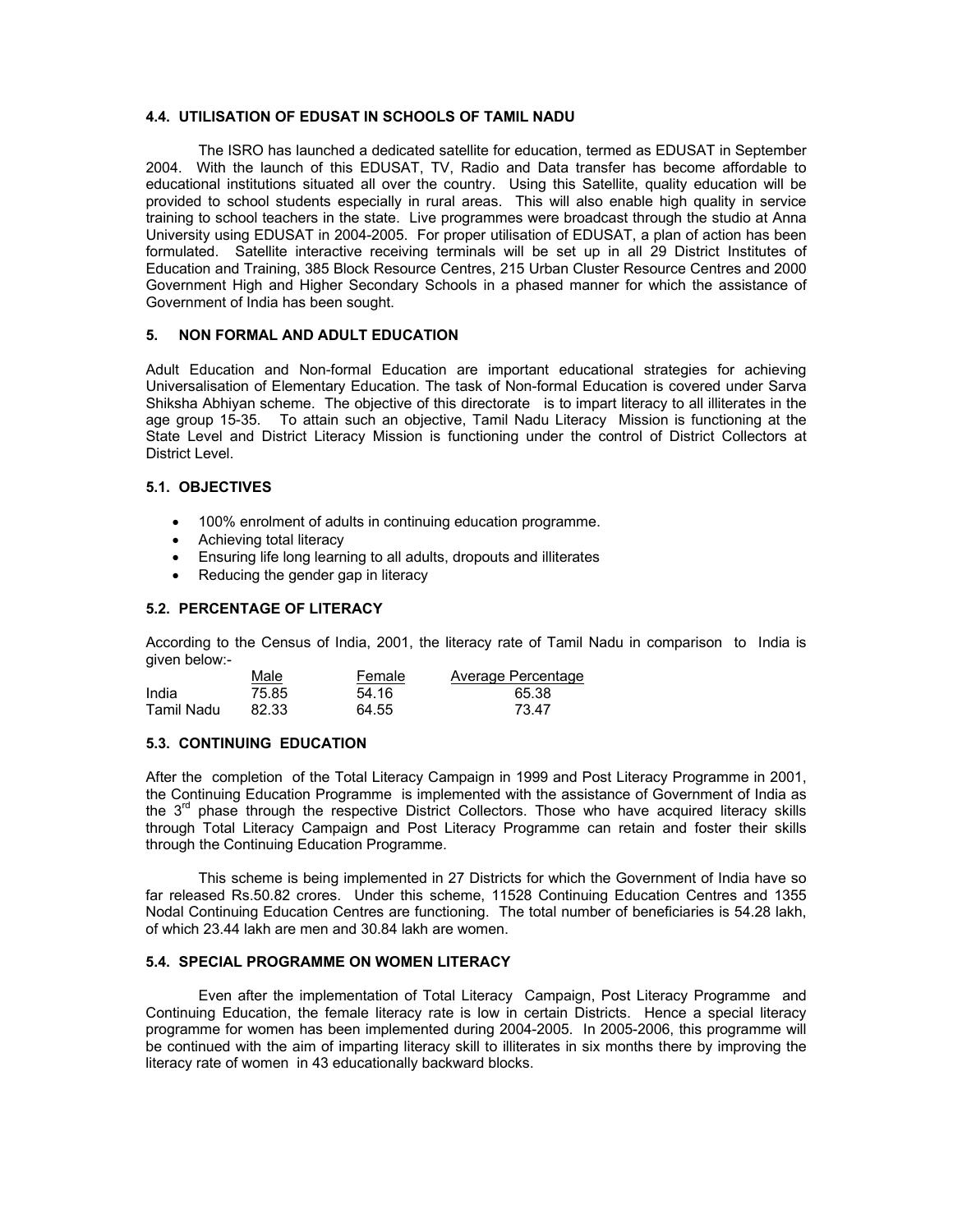#### 4.4. UTILISATION OF EDUSAT IN SCHOOLS OF TAMIL NADU

The ISRO has launched a dedicated satellite for education, termed as EDUSAT in September 2004. With the launch of this EDUSAT, TV, Radio and Data transfer has become affordable to educational institutions situated all over the country. Using this Satellite, quality education will be provided to school students especially in rural areas. This will also enable high quality in service training to school teachers in the state. Live programmes were broadcast through the studio at Anna University using EDUSAT in 2004-2005. For proper utilisation of EDUSAT, a plan of action has been formulated. Satellite interactive receiving terminals will be set up in all 29 District Institutes of Education and Training, 385 Block Resource Centres, 215 Urban Cluster Resource Centres and 2000 Government High and Higher Secondary Schools in a phased manner for which the assistance of Government of India has been sought.

## 5. NON FORMAL AND ADULT EDUCATION

Adult Education and Non-formal Education are important educational strategies for achieving Universalisation of Elementary Education. The task of Non-formal Education is covered under Sarva Shiksha Abhiyan scheme. The objective of this directorate is to impart literacy to all illiterates in the age group 15-35. To attain such an objective, Tamil Nadu Literacy Mission is functioning at the State Level and District Literacy Mission is functioning under the control of District Collectors at District Level.

### 5.1. OBJECTIVES

- 100% enrolment of adults in continuing education programme.
- Achieving total literacy
- Ensuring life long learning to all adults, dropouts and illiterates
- Reducing the gender gap in literacy

### 5.2. PERCENTAGE OF LITERACY

According to the Census of India, 2001, the literacy rate of Tamil Nadu in comparison to India is given below:-

| | Male | Female | Average Percentage |
|---|---|---|---|
| India | 75.85 | 54.16 | 65.38 |
| Tamil Nadu | 82.33 | 64.55 | 73.47 |

### 5.3. CONTINUING EDUCATION

After the completion of the Total Literacy Campaign in 1999 and Post Literacy Programme in 2001, the Continuing Education Programme is implemented with the assistance of Government of India as the 3rd phase through the respective District Collectors. Those who have acquired literacy skills through Total Literacy Campaign and Post Literacy Programme can retain and foster their skills through the Continuing Education Programme.

This scheme is being implemented in 27 Districts for which the Government of India have so far released Rs.50.82 crores. Under this scheme, 11528 Continuing Education Centres and 1355 Nodal Continuing Education Centres are functioning. The total number of beneficiaries is 54.28 lakh, of which 23.44 lakh are men and 30.84 lakh are women.

### 5.4. SPECIAL PROGRAMME ON WOMEN LITERACY

Even after the implementation of Total Literacy Campaign, Post Literacy Programme and Continuing Education, the female literacy rate is low in certain Districts. Hence a special literacy programme for women has been implemented during 2004-2005. In 2005-2006, this programme will be continued with the aim of imparting literacy skill to illiterates in six months there by improving the literacy rate of women in 43 educationally backward blocks.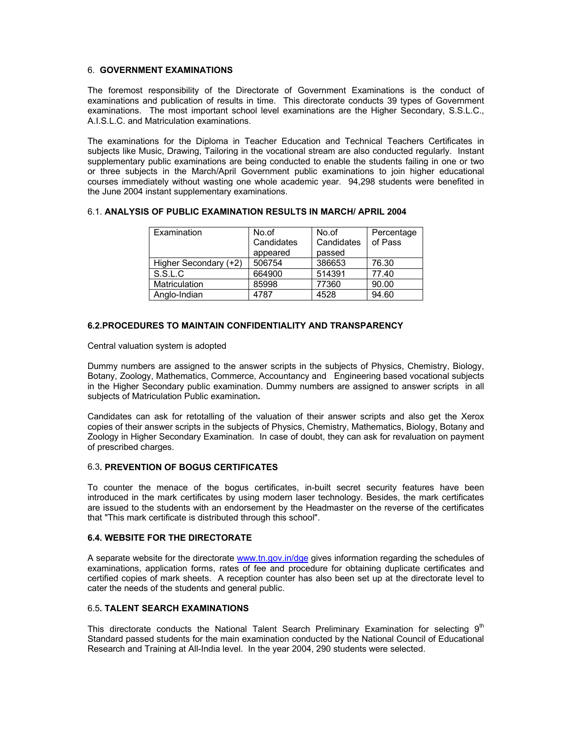## 6. GOVERNMENT EXAMINATIONS

The foremost responsibility of the Directorate of Government Examinations is the conduct of examinations and publication of results in time. This directorate conducts 39 types of Government examinations. The most important school level examinations are the Higher Secondary, S.S.L.C., A.I.S.L.C. and Matriculation examinations.

The examinations for the Diploma in Teacher Education and Technical Teachers Certificates in subjects like Music, Drawing, Tailoring in the vocational stream are also conducted regularly. Instant supplementary public examinations are being conducted to enable the students failing in one or two or three subjects in the March/April Government public examinations to join higher educational courses immediately without wasting one whole academic year. 94,298 students were benefited in the June 2004 instant supplementary examinations.

### 6.1. ANALYSIS OF PUBLIC EXAMINATION RESULTS IN MARCH/ APRIL 2004

| Examination | No.of Candidates appeared | No.of Candidates passed | Percentage of Pass |
|---|---|---|---|
| Higher Secondary (+2) | 506754 | 386653 | 76.30 |
| S.S.L.C | 664900 | 514391 | 77.40 |
| Matriculation | 85998 | 77360 | 90.00 |
| Anglo-Indian | 4787 | 4528 | 94.60 |

### 6.2. PROCEDURES TO MAINTAIN CONFIDENTIALITY AND TRANSPARENCY

Central valuation system is adopted

Dummy numbers are assigned to the answer scripts in the subjects of Physics, Chemistry, Biology, Botany, Zoology, Mathematics, Commerce, Accountancy and Engineering based vocational subjects in the Higher Secondary public examination. Dummy numbers are assigned to answer scripts in all subjects of Matriculation Public examination.

Candidates can ask for retotalling of the valuation of their answer scripts and also get the Xerox copies of their answer scripts in the subjects of Physics, Chemistry, Mathematics, Biology, Botany and Zoology in Higher Secondary Examination. In case of doubt, they can ask for revaluation on payment of prescribed charges.

### 6.3. PREVENTION OF BOGUS CERTIFICATES

To counter the menace of the bogus certificates, in-built secret security features have been introduced in the mark certificates by using modern laser technology. Besides, the mark certificates are issued to the students with an endorsement by the Headmaster on the reverse of the certificates that "This mark certificate is distributed through this school".

### 6.4. WEBSITE FOR THE DIRECTORATE

A separate website for the directorate www.tn.gov.in/dge gives information regarding the schedules of examinations, application forms, rates of fee and procedure for obtaining duplicate certificates and certified copies of mark sheets. A reception counter has also been set up at the directorate level to cater the needs of the students and general public.

### 6.5. TALENT SEARCH EXAMINATIONS

This directorate conducts the National Talent Search Preliminary Examination for selecting 9th Standard passed students for the main examination conducted by the National Council of Educational Research and Training at All-India level. In the year 2004, 290 students were selected.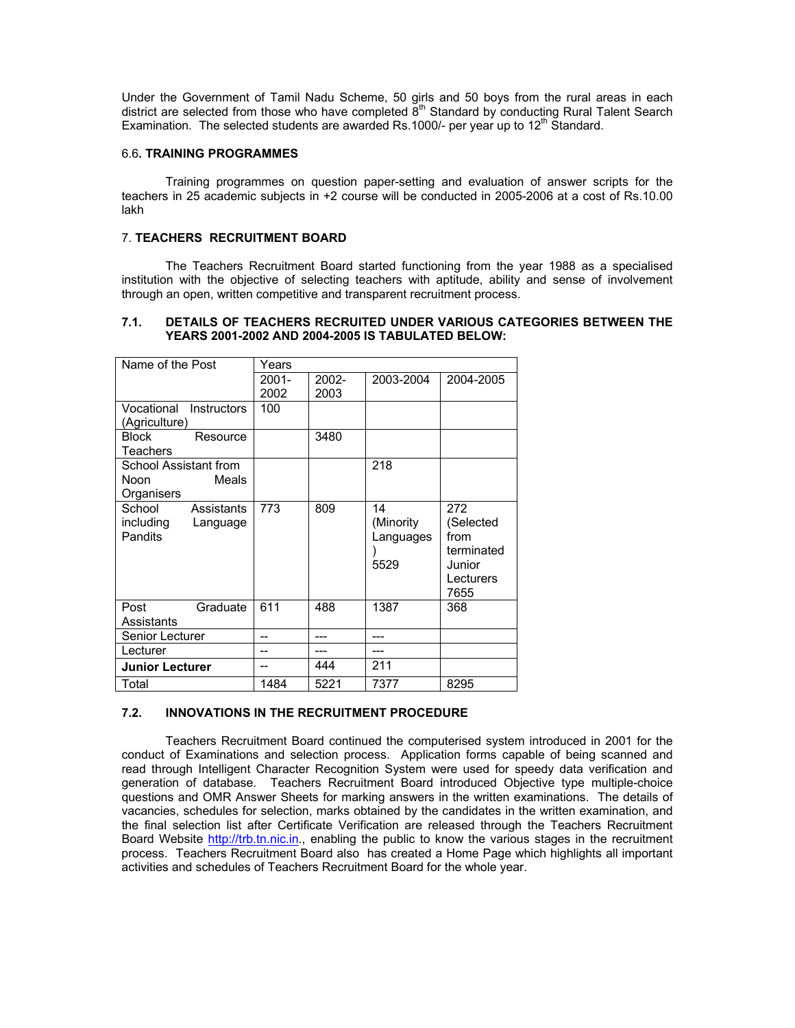Under the Government of Tamil Nadu Scheme, 50 girls and 50 boys from the rural areas in each district are selected from those who have completed 8th Standard by conducting Rural Talent Search Examination. The selected students are awarded Rs.1000/- per year up to 12th Standard.

### 6.6. TRAINING PROGRAMMES

Training programmes on question paper-setting and evaluation of answer scripts for the teachers in 25 academic subjects in +2 course will be conducted in 2005-2006 at a cost of Rs.10.00 lakh

## 7. TEACHERS RECRUITMENT BOARD

The Teachers Recruitment Board started functioning from the year 1988 as a specialised institution with the objective of selecting teachers with aptitude, ability and sense of involvement through an open, written competitive and transparent recruitment process.

### 7.1. DETAILS OF TEACHERS RECRUITED UNDER VARIOUS CATEGORIES BETWEEN THE YEARS 2001-2002 AND 2004-2005 IS TABULATED BELOW:

| Name of the Post | Years | | | |
|---|---|---|---|---|
| | 2001-2002 | 2002-2003 | 2003-2004 | 2004-2005 |
| Vocational Instructors (Agriculture) | 100 | | | |
| Block Resource Teachers | | 3480 | | |
| School Assistant from Noon Meals Organisers | | | 218 | |
| School Assistants including Language Pandits | 773 | 809 | 14 (Minority Languages) 5529 | 272 (Selected from terminated Junior Lecturers 7655 |
| Post Graduate Assistants | 611 | 488 | 1387 | 368 |
| Senior Lecturer | -- | --- | --- | |
| Lecturer | -- | --- | --- | |
| **Junior Lecturer** | -- | 444 | 211 | |
| Total | 1484 | 5221 | 7377 | 8295 |

### 7.2. INNOVATIONS IN THE RECRUITMENT PROCEDURE

Teachers Recruitment Board continued the computerised system introduced in 2001 for the conduct of Examinations and selection process. Application forms capable of being scanned and read through Intelligent Character Recognition System were used for speedy data verification and generation of database. Teachers Recruitment Board introduced Objective type multiple-choice questions and OMR Answer Sheets for marking answers in the written examinations. The details of vacancies, schedules for selection, marks obtained by the candidates in the written examination, and the final selection list after Certificate Verification are released through the Teachers Recruitment Board Website http://trb.tn.nic.in., enabling the public to know the various stages in the recruitment process. Teachers Recruitment Board also has created a Home Page which highlights all important activities and schedules of Teachers Recruitment Board for the whole year.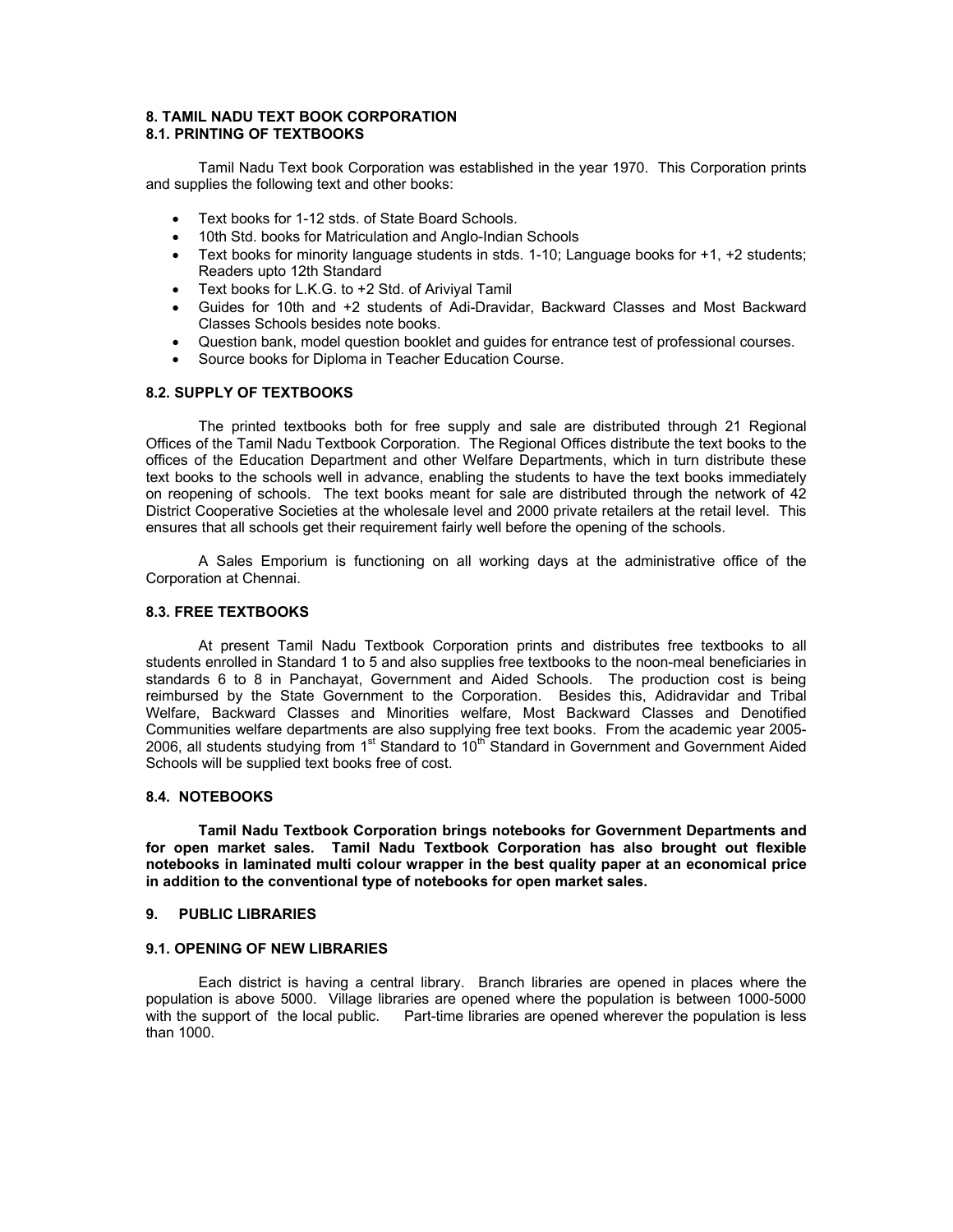## 8. TAMIL NADU TEXT BOOK CORPORATION

### 8.1. PRINTING OF TEXTBOOKS

Tamil Nadu Text book Corporation was established in the year 1970. This Corporation prints and supplies the following text and other books:

- Text books for 1-12 stds. of State Board Schools.
- 10th Std. books for Matriculation and Anglo-Indian Schools
- Text books for minority language students in stds. 1-10; Language books for +1, +2 students; Readers upto 12th Standard
- Text books for L.K.G. to +2 Std. of Ariviyal Tamil
- Guides for 10th and +2 students of Adi-Dravidar, Backward Classes and Most Backward Classes Schools besides note books.
- Question bank, model question booklet and guides for entrance test of professional courses.
- Source books for Diploma in Teacher Education Course.

### 8.2. SUPPLY OF TEXTBOOKS

The printed textbooks both for free supply and sale are distributed through 21 Regional Offices of the Tamil Nadu Textbook Corporation. The Regional Offices distribute the text books to the offices of the Education Department and other Welfare Departments, which in turn distribute these text books to the schools well in advance, enabling the students to have the text books immediately on reopening of schools. The text books meant for sale are distributed through the network of 42 District Cooperative Societies at the wholesale level and 2000 private retailers at the retail level. This ensures that all schools get their requirement fairly well before the opening of the schools.

A Sales Emporium is functioning on all working days at the administrative office of the Corporation at Chennai.

### 8.3. FREE TEXTBOOKS

At present Tamil Nadu Textbook Corporation prints and distributes free textbooks to all students enrolled in Standard 1 to 5 and also supplies free textbooks to the noon-meal beneficiaries in standards 6 to 8 in Panchayat, Government and Aided Schools. The production cost is being reimbursed by the State Government to the Corporation. Besides this, Adidravidar and Tribal Welfare, Backward Classes and Minorities welfare, Most Backward Classes and Denotified Communities welfare departments are also supplying free text books. From the academic year 2005-2006, all students studying from 1st Standard to 10th Standard in Government and Government Aided Schools will be supplied text books free of cost.

### 8.4. NOTEBOOKS

**Tamil Nadu Textbook Corporation brings notebooks for Government Departments and for open market sales. Tamil Nadu Textbook Corporation has also brought out flexible notebooks in laminated multi colour wrapper in the best quality paper at an economical price in addition to the conventional type of notebooks for open market sales.**

## 9. PUBLIC LIBRARIES

### 9.1. OPENING OF NEW LIBRARIES

Each district is having a central library. Branch libraries are opened in places where the population is above 5000. Village libraries are opened where the population is between 1000-5000 with the support of the local public. Part-time libraries are opened wherever the population is less than 1000.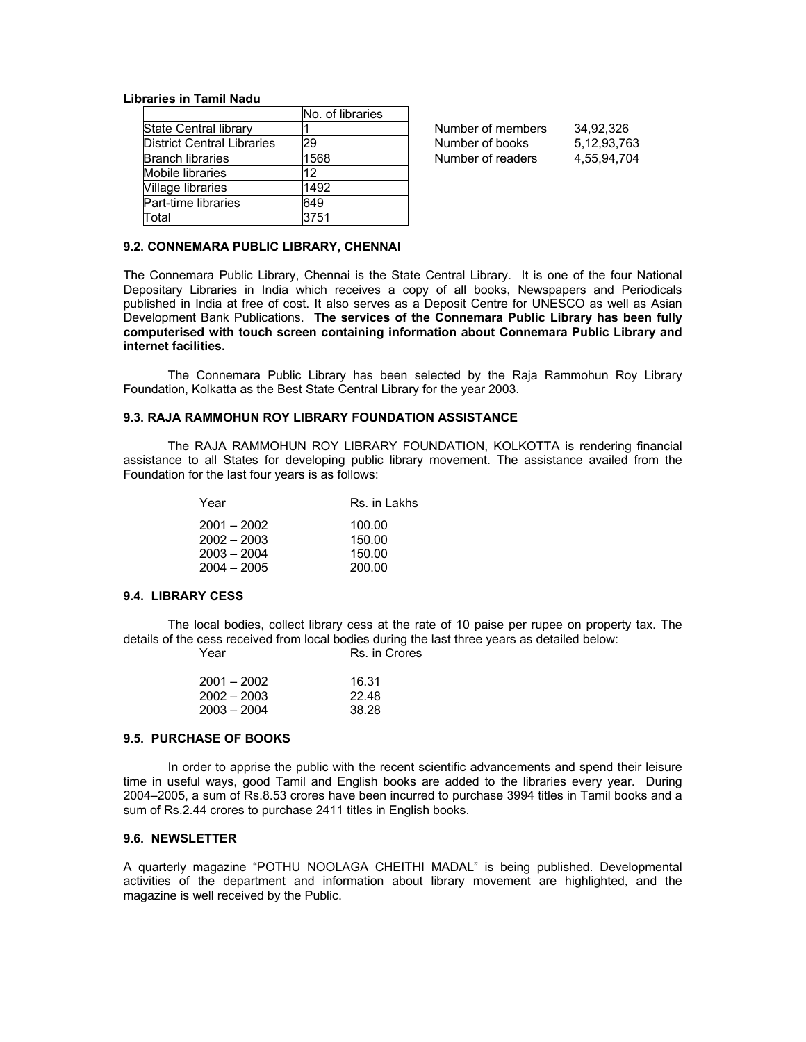**Libraries in Tamil Nadu**

| | No. of libraries |
|---|---|
| State Central library | 1 |
| District Central Libraries | 29 |
| Branch libraries | 1568 |
| Mobile libraries | 12 |
| Village libraries | 1492 |
| Part-time libraries | 649 |
| Total | 3751 |

| | |
|---|---|
| Number of members | 34,92,326 |
| Number of books | 5,12,93,763 |
| Number of readers | 4,55,94,704 |

### 9.2. CONNEMARA PUBLIC LIBRARY, CHENNAI

The Connemara Public Library, Chennai is the State Central Library. It is one of the four National Depositary Libraries in India which receives a copy of all books, Newspapers and Periodicals published in India at free of cost. It also serves as a Deposit Centre for UNESCO as well as Asian Development Bank Publications. **The services of the Connemara Public Library has been fully computerised with touch screen containing information about Connemara Public Library and internet facilities.**

The Connemara Public Library has been selected by the Raja Rammohun Roy Library Foundation, Kolkatta as the Best State Central Library for the year 2003.

### 9.3. RAJA RAMMOHUN ROY LIBRARY FOUNDATION ASSISTANCE

The RAJA RAMMOHUN ROY LIBRARY FOUNDATION, KOLKOTTA is rendering financial assistance to all States for developing public library movement. The assistance availed from the Foundation for the last four years is as follows:

| Year | Rs. in Lakhs |
|---|---|
| 2001 – 2002 | 100.00 |
| 2002 – 2003 | 150.00 |
| 2003 – 2004 | 150.00 |
| 2004 – 2005 | 200.00 |

### 9.4. LIBRARY CESS

The local bodies, collect library cess at the rate of 10 paise per rupee on property tax. The details of the cess received from local bodies during the last three years as detailed below:

| Year | Rs. in Crores |
|---|---|
| 2001 – 2002 | 16.31 |
| 2002 – 2003 | 22.48 |
| 2003 – 2004 | 38.28 |

### 9.5. PURCHASE OF BOOKS

In order to apprise the public with the recent scientific advancements and spend their leisure time in useful ways, good Tamil and English books are added to the libraries every year. During 2004–2005, a sum of Rs.8.53 crores have been incurred to purchase 3994 titles in Tamil books and a sum of Rs.2.44 crores to purchase 2411 titles in English books.

### 9.6. NEWSLETTER

A quarterly magazine "POTHU NOOLAGA CHEITHI MADAL" is being published. Developmental activities of the department and information about library movement are highlighted, and the magazine is well received by the Public.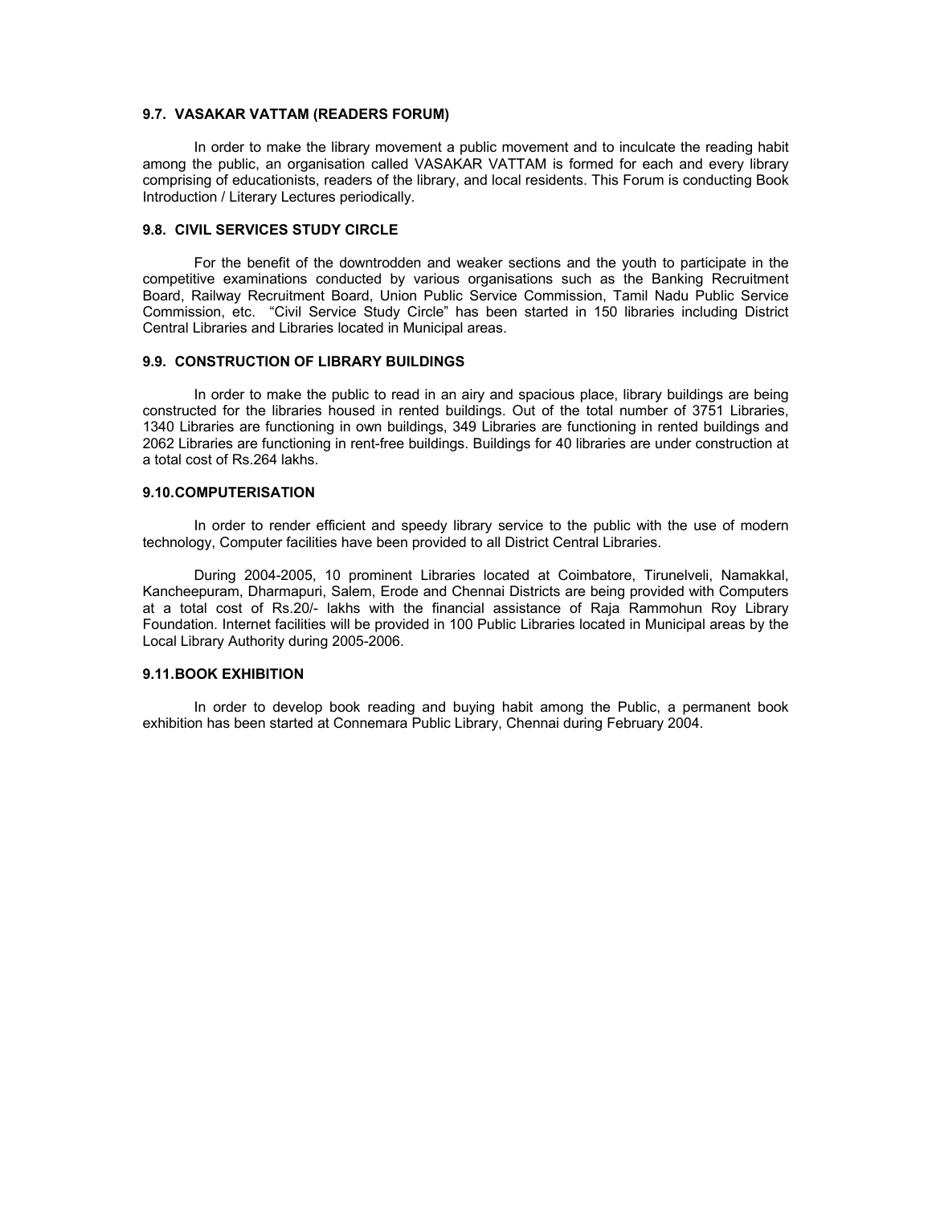### 9.7. VASAKAR VATTAM (READERS FORUM)

In order to make the library movement a public movement and to inculcate the reading habit among the public, an organisation called VASAKAR VATTAM is formed for each and every library comprising of educationists, readers of the library, and local residents. This Forum is conducting Book Introduction / Literary Lectures periodically.

### 9.8. CIVIL SERVICES STUDY CIRCLE

For the benefit of the downtrodden and weaker sections and the youth to participate in the competitive examinations conducted by various organisations such as the Banking Recruitment Board, Railway Recruitment Board, Union Public Service Commission, Tamil Nadu Public Service Commission, etc. "Civil Service Study Circle" has been started in 150 libraries including District Central Libraries and Libraries located in Municipal areas.

### 9.9. CONSTRUCTION OF LIBRARY BUILDINGS

In order to make the public to read in an airy and spacious place, library buildings are being constructed for the libraries housed in rented buildings. Out of the total number of 3751 Libraries, 1340 Libraries are functioning in own buildings, 349 Libraries are functioning in rented buildings and 2062 Libraries are functioning in rent-free buildings. Buildings for 40 libraries are under construction at a total cost of Rs.264 lakhs.

### 9.10. COMPUTERISATION

In order to render efficient and speedy library service to the public with the use of modern technology, Computer facilities have been provided to all District Central Libraries.

During 2004-2005, 10 prominent Libraries located at Coimbatore, Tirunelveli, Namakkal, Kancheepuram, Dharmapuri, Salem, Erode and Chennai Districts are being provided with Computers at a total cost of Rs.20/- lakhs with the financial assistance of Raja Rammohun Roy Library Foundation. Internet facilities will be provided in 100 Public Libraries located in Municipal areas by the Local Library Authority during 2005-2006.

### 9.11. BOOK EXHIBITION

In order to develop book reading and buying habit among the Public, a permanent book exhibition has been started at Connemara Public Library, Chennai during February 2004.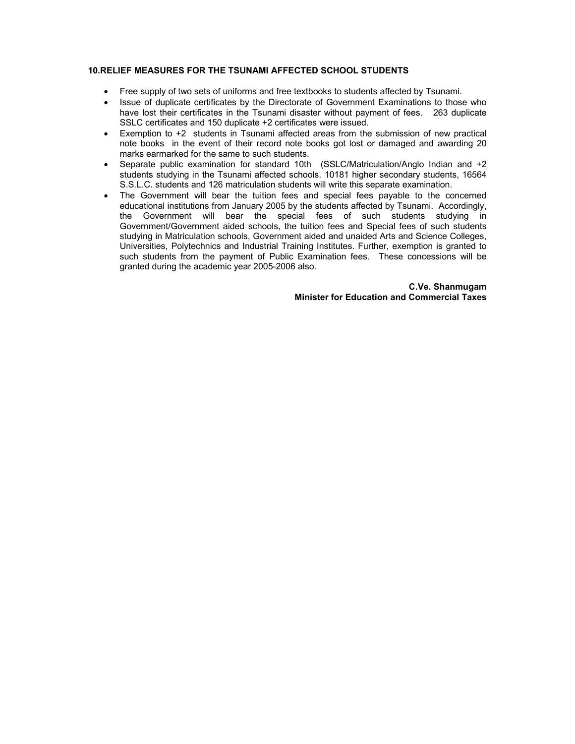## 10.RELIEF MEASURES FOR THE TSUNAMI AFFECTED SCHOOL STUDENTS

- Free supply of two sets of uniforms and free textbooks to students affected by Tsunami.
- Issue of duplicate certificates by the Directorate of Government Examinations to those who have lost their certificates in the Tsunami disaster without payment of fees. 263 duplicate SSLC certificates and 150 duplicate +2 certificates were issued.
- Exemption to +2 students in Tsunami affected areas from the submission of new practical note books in the event of their record note books got lost or damaged and awarding 20 marks earmarked for the same to such students.
- Separate public examination for standard 10th (SSLC/Matriculation/Anglo Indian and +2 students studying in the Tsunami affected schools. 10181 higher secondary students, 16564 S.S.L.C. students and 126 matriculation students will write this separate examination.
- The Government will bear the tuition fees and special fees payable to the concerned educational institutions from January 2005 by the students affected by Tsunami. Accordingly, the Government will bear the special fees of such students studying in Government/Government aided schools, the tuition fees and Special fees of such students studying in Matriculation schools, Government aided and unaided Arts and Science Colleges, Universities, Polytechnics and Industrial Training Institutes. Further, exemption is granted to such students from the payment of Public Examination fees. These concessions will be granted during the academic year 2005-2006 also.

**C.Ve. Shanmugam**
**Minister for Education and Commercial Taxes**